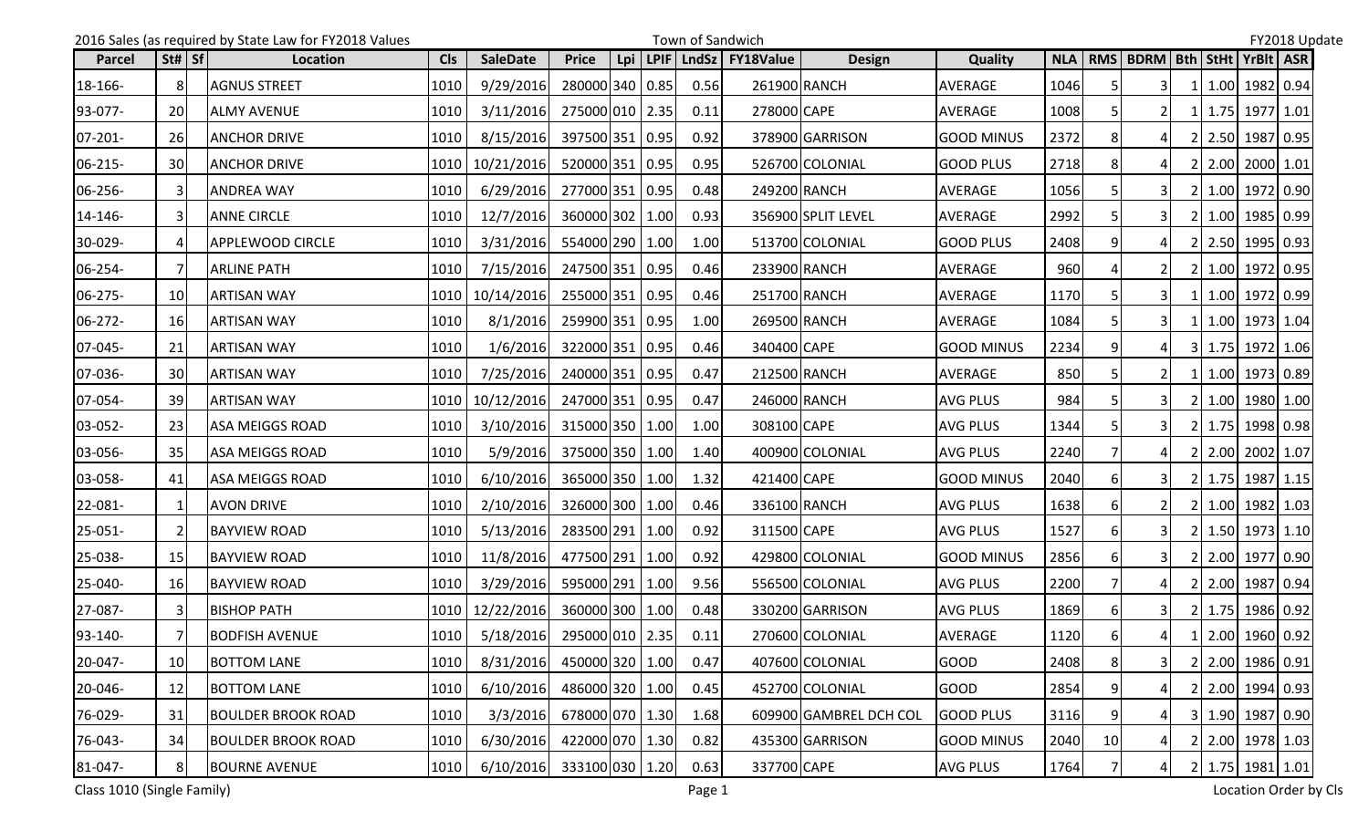2016 Sales (as required by State Law for FY2018 Values | Town of Sandwich | FY2018 Update

| Parcel | St# | Sf | Location | Cls | SaleDate | Price | Lpi | LPIF | LndSz | FY18Value | Design | Quality | NLA | RMS | BDRM | Bth | StHt | YrBlt | ASR |
|---|---|---|---|---|---|---|---|---|---|---|---|---|---|---|---|---|---|---|---|
| 18-166- | 8 | | AGNUS STREET | 1010 | 9/29/2016 | 280000 | 340 | 0.85 | 0.56 | 261900 | RANCH | AVERAGE | 1046 | 5 | 3 | 1 | 1.00 | 1982 | 0.94 |
| 93-077- | 20 | | ALMY AVENUE | 1010 | 3/11/2016 | 275000 | 010 | 2.35 | 0.11 | 278000 | CAPE | AVERAGE | 1008 | 5 | 2 | 1 | 1.75 | 1977 | 1.01 |
| 07-201- | 26 | | ANCHOR DRIVE | 1010 | 8/15/2016 | 397500 | 351 | 0.95 | 0.92 | 378900 | GARRISON | GOOD MINUS | 2372 | 8 | 4 | 2 | 2.50 | 1987 | 0.95 |
| 06-215- | 30 | | ANCHOR DRIVE | 1010 | 10/21/2016 | 520000 | 351 | 0.95 | 0.95 | 526700 | COLONIAL | GOOD PLUS | 2718 | 8 | 4 | 2 | 2.00 | 2000 | 1.01 |
| 06-256- | 3 | | ANDREA WAY | 1010 | 6/29/2016 | 277000 | 351 | 0.95 | 0.48 | 249200 | RANCH | AVERAGE | 1056 | 5 | 3 | 2 | 1.00 | 1972 | 0.90 |
| 14-146- | 3 | | ANNE CIRCLE | 1010 | 12/7/2016 | 360000 | 302 | 1.00 | 0.93 | 356900 | SPLIT LEVEL | AVERAGE | 2992 | 5 | 3 | 2 | 1.00 | 1985 | 0.99 |
| 30-029- | 4 | | APPLEWOOD CIRCLE | 1010 | 3/31/2016 | 554000 | 290 | 1.00 | 1.00 | 513700 | COLONIAL | GOOD PLUS | 2408 | 9 | 4 | 2 | 2.50 | 1995 | 0.93 |
| 06-254- | 7 | | ARLINE PATH | 1010 | 7/15/2016 | 247500 | 351 | 0.95 | 0.46 | 233900 | RANCH | AVERAGE | 960 | 4 | 2 | 2 | 1.00 | 1972 | 0.95 |
| 06-275- | 10 | | ARTISAN WAY | 1010 | 10/14/2016 | 255000 | 351 | 0.95 | 0.46 | 251700 | RANCH | AVERAGE | 1170 | 5 | 3 | 1 | 1.00 | 1972 | 0.99 |
| 06-272- | 16 | | ARTISAN WAY | 1010 | 8/1/2016 | 259900 | 351 | 0.95 | 1.00 | 269500 | RANCH | AVERAGE | 1084 | 5 | 3 | 1 | 1.00 | 1973 | 1.04 |
| 07-045- | 21 | | ARTISAN WAY | 1010 | 1/6/2016 | 322000 | 351 | 0.95 | 0.46 | 340400 | CAPE | GOOD MINUS | 2234 | 9 | 4 | 3 | 1.75 | 1972 | 1.06 |
| 07-036- | 30 | | ARTISAN WAY | 1010 | 7/25/2016 | 240000 | 351 | 0.95 | 0.47 | 212500 | RANCH | AVERAGE | 850 | 5 | 2 | 1 | 1.00 | 1973 | 0.89 |
| 07-054- | 39 | | ARTISAN WAY | 1010 | 10/12/2016 | 247000 | 351 | 0.95 | 0.47 | 246000 | RANCH | AVG PLUS | 984 | 5 | 3 | 2 | 1.00 | 1980 | 1.00 |
| 03-052- | 23 | | ASA MEIGGS ROAD | 1010 | 3/10/2016 | 315000 | 350 | 1.00 | 1.00 | 308100 | CAPE | AVG PLUS | 1344 | 5 | 3 | 2 | 1.75 | 1998 | 0.98 |
| 03-056- | 35 | | ASA MEIGGS ROAD | 1010 | 5/9/2016 | 375000 | 350 | 1.00 | 1.40 | 400900 | COLONIAL | AVG PLUS | 2240 | 7 | 4 | 2 | 2.00 | 2002 | 1.07 |
| 03-058- | 41 | | ASA MEIGGS ROAD | 1010 | 6/10/2016 | 365000 | 350 | 1.00 | 1.32 | 421400 | CAPE | GOOD MINUS | 2040 | 6 | 3 | 2 | 1.75 | 1987 | 1.15 |
| 22-081- | 1 | | AVON DRIVE | 1010 | 2/10/2016 | 326000 | 300 | 1.00 | 0.46 | 336100 | RANCH | AVG PLUS | 1638 | 6 | 2 | 2 | 1.00 | 1982 | 1.03 |
| 25-051- | 2 | | BAYVIEW ROAD | 1010 | 5/13/2016 | 283500 | 291 | 1.00 | 0.92 | 311500 | CAPE | AVG PLUS | 1527 | 6 | 3 | 2 | 1.50 | 1973 | 1.10 |
| 25-038- | 15 | | BAYVIEW ROAD | 1010 | 11/8/2016 | 477500 | 291 | 1.00 | 0.92 | 429800 | COLONIAL | GOOD MINUS | 2856 | 6 | 3 | 2 | 2.00 | 1977 | 0.90 |
| 25-040- | 16 | | BAYVIEW ROAD | 1010 | 3/29/2016 | 595000 | 291 | 1.00 | 9.56 | 556500 | COLONIAL | AVG PLUS | 2200 | 7 | 4 | 2 | 2.00 | 1987 | 0.94 |
| 27-087- | 3 | | BISHOP PATH | 1010 | 12/22/2016 | 360000 | 300 | 1.00 | 0.48 | 330200 | GARRISON | AVG PLUS | 1869 | 6 | 3 | 2 | 1.75 | 1986 | 0.92 |
| 93-140- | 7 | | BODFISH AVENUE | 1010 | 5/18/2016 | 295000 | 010 | 2.35 | 0.11 | 270600 | COLONIAL | AVERAGE | 1120 | 6 | 4 | 1 | 2.00 | 1960 | 0.92 |
| 20-047- | 10 | | BOTTOM LANE | 1010 | 8/31/2016 | 450000 | 320 | 1.00 | 0.47 | 407600 | COLONIAL | GOOD | 2408 | 8 | 3 | 2 | 2.00 | 1986 | 0.91 |
| 20-046- | 12 | | BOTTOM LANE | 1010 | 6/10/2016 | 486000 | 320 | 1.00 | 0.45 | 452700 | COLONIAL | GOOD | 2854 | 9 | 4 | 2 | 2.00 | 1994 | 0.93 |
| 76-029- | 31 | | BOULDER BROOK ROAD | 1010 | 3/3/2016 | 678000 | 070 | 1.30 | 1.68 | 609900 | GAMBREL DCH COL | GOOD PLUS | 3116 | 9 | 4 | 3 | 1.90 | 1987 | 0.90 |
| 76-043- | 34 | | BOULDER BROOK ROAD | 1010 | 6/30/2016 | 422000 | 070 | 1.30 | 0.82 | 435300 | GARRISON | GOOD MINUS | 2040 | 10 | 4 | 2 | 2.00 | 1978 | 1.03 |
| 81-047- | 8 | | BOURNE AVENUE | 1010 | 6/10/2016 | 333100 | 030 | 1.20 | 0.63 | 337700 | CAPE | AVG PLUS | 1764 | 7 | 4 | 2 | 1.75 | 1981 | 1.01 |

Class 1010 (Single Family) | Location Order by Cls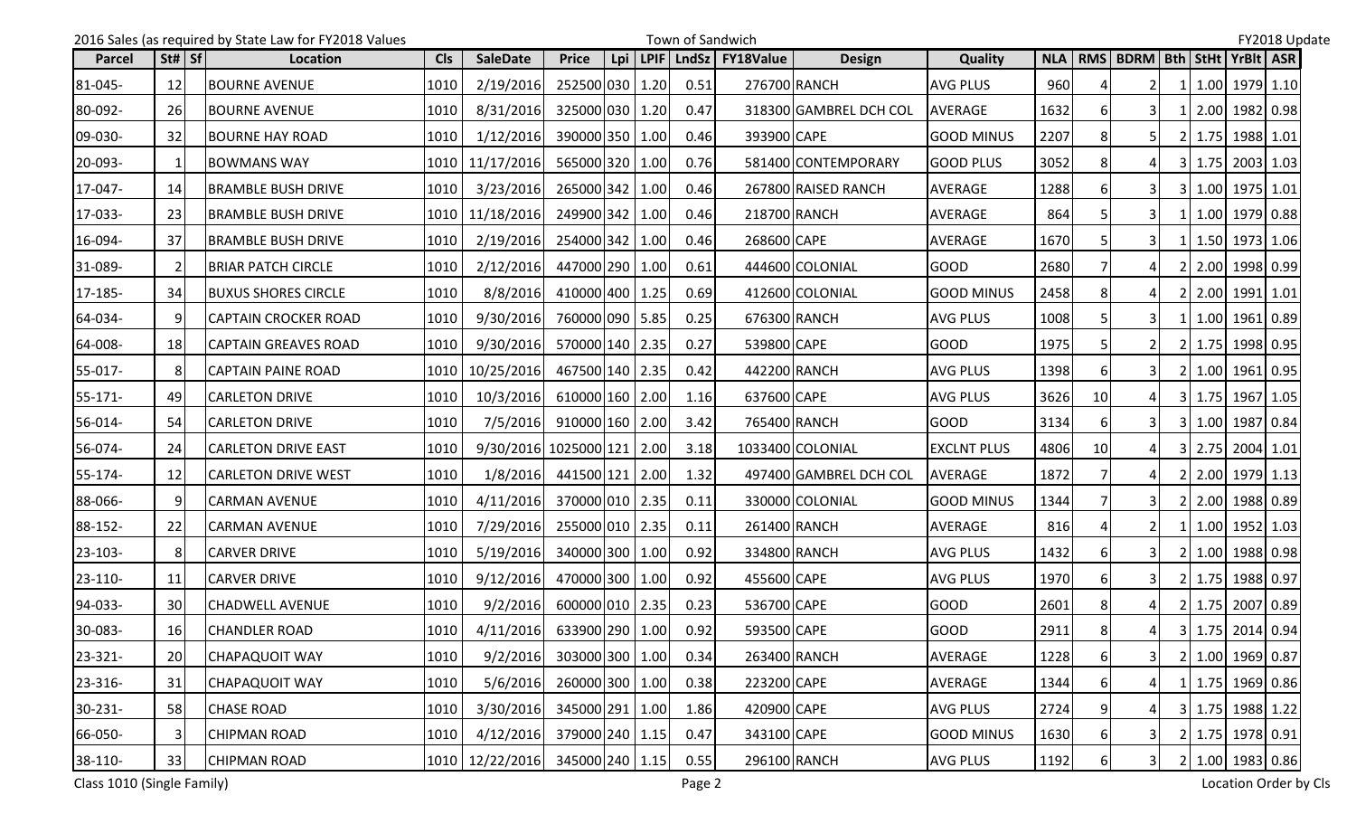2016 Sales (as required by State Law for FY2018 Values — Town of Sandwich — FY2018 Update

| Parcel | St# | Sf | Location | Cls | SaleDate | Price | Lpi | LPIF | LndSz | FY18Value | Design | Quality | NLA | RMS | BDRM | Bth | StHt | YrBlt | ASR |
|---|---|---|---|---|---|---|---|---|---|---|---|---|---|---|---|---|---|---|---|
| 81-045- | 12 | | BOURNE AVENUE | 1010 | 2/19/2016 | 252500 | 030 | 1.20 | 0.51 | 276700 | RANCH | AVG PLUS | 960 | 4 | 2 | 1 | 1.00 | 1979 | 1.10 |
| 80-092- | 26 | | BOURNE AVENUE | 1010 | 8/31/2016 | 325000 | 030 | 1.20 | 0.47 | 318300 | GAMBREL DCH COL | AVERAGE | 1632 | 6 | 3 | 1 | 2.00 | 1982 | 0.98 |
| 09-030- | 32 | | BOURNE HAY ROAD | 1010 | 1/12/2016 | 390000 | 350 | 1.00 | 0.46 | 393900 | CAPE | GOOD MINUS | 2207 | 8 | 5 | 2 | 1.75 | 1988 | 1.01 |
| 20-093- | 1 | | BOWMANS WAY | 1010 | 11/17/2016 | 565000 | 320 | 1.00 | 0.76 | 581400 | CONTEMPORARY | GOOD PLUS | 3052 | 8 | 4 | 3 | 1.75 | 2003 | 1.03 |
| 17-047- | 14 | | BRAMBLE BUSH DRIVE | 1010 | 3/23/2016 | 265000 | 342 | 1.00 | 0.46 | 267800 | RAISED RANCH | AVERAGE | 1288 | 6 | 3 | 3 | 1.00 | 1975 | 1.01 |
| 17-033- | 23 | | BRAMBLE BUSH DRIVE | 1010 | 11/18/2016 | 249900 | 342 | 1.00 | 0.46 | 218700 | RANCH | AVERAGE | 864 | 5 | 3 | 1 | 1.00 | 1979 | 0.88 |
| 16-094- | 37 | | BRAMBLE BUSH DRIVE | 1010 | 2/19/2016 | 254000 | 342 | 1.00 | 0.46 | 268600 | CAPE | AVERAGE | 1670 | 5 | 3 | 1 | 1.50 | 1973 | 1.06 |
| 31-089- | 2 | | BRIAR PATCH CIRCLE | 1010 | 2/12/2016 | 447000 | 290 | 1.00 | 0.61 | 444600 | COLONIAL | GOOD | 2680 | 7 | 4 | 2 | 2.00 | 1998 | 0.99 |
| 17-185- | 34 | | BUXUS SHORES CIRCLE | 1010 | 8/8/2016 | 410000 | 400 | 1.25 | 0.69 | 412600 | COLONIAL | GOOD MINUS | 2458 | 8 | 4 | 2 | 2.00 | 1991 | 1.01 |
| 64-034- | 9 | | CAPTAIN CROCKER ROAD | 1010 | 9/30/2016 | 760000 | 090 | 5.85 | 0.25 | 676300 | RANCH | AVG PLUS | 1008 | 5 | 3 | 1 | 1.00 | 1961 | 0.89 |
| 64-008- | 18 | | CAPTAIN GREAVES ROAD | 1010 | 9/30/2016 | 570000 | 140 | 2.35 | 0.27 | 539800 | CAPE | GOOD | 1975 | 5 | 2 | 2 | 1.75 | 1998 | 0.95 |
| 55-017- | 8 | | CAPTAIN PAINE ROAD | 1010 | 10/25/2016 | 467500 | 140 | 2.35 | 0.42 | 442200 | RANCH | AVG PLUS | 1398 | 6 | 3 | 2 | 1.00 | 1961 | 0.95 |
| 55-171- | 49 | | CARLETON DRIVE | 1010 | 10/3/2016 | 610000 | 160 | 2.00 | 1.16 | 637600 | CAPE | AVG PLUS | 3626 | 10 | 4 | 3 | 1.75 | 1967 | 1.05 |
| 56-014- | 54 | | CARLETON DRIVE | 1010 | 7/5/2016 | 910000 | 160 | 2.00 | 3.42 | 765400 | RANCH | GOOD | 3134 | 6 | 3 | 3 | 1.00 | 1987 | 0.84 |
| 56-074- | 24 | | CARLETON DRIVE EAST | 1010 | 9/30/2016 | 1025000 | 121 | 2.00 | 3.18 | 1033400 | COLONIAL | EXCLNT PLUS | 4806 | 10 | 4 | 3 | 2.75 | 2004 | 1.01 |
| 55-174- | 12 | | CARLETON DRIVE WEST | 1010 | 1/8/2016 | 441500 | 121 | 2.00 | 1.32 | 497400 | GAMBREL DCH COL | AVERAGE | 1872 | 7 | 4 | 2 | 2.00 | 1979 | 1.13 |
| 88-066- | 9 | | CARMAN AVENUE | 1010 | 4/11/2016 | 370000 | 010 | 2.35 | 0.11 | 330000 | COLONIAL | GOOD MINUS | 1344 | 7 | 3 | 2 | 2.00 | 1988 | 0.89 |
| 88-152- | 22 | | CARMAN AVENUE | 1010 | 7/29/2016 | 255000 | 010 | 2.35 | 0.11 | 261400 | RANCH | AVERAGE | 816 | 4 | 2 | 1 | 1.00 | 1952 | 1.03 |
| 23-103- | 8 | | CARVER DRIVE | 1010 | 5/19/2016 | 340000 | 300 | 1.00 | 0.92 | 334800 | RANCH | AVG PLUS | 1432 | 6 | 3 | 2 | 1.00 | 1988 | 0.98 |
| 23-110- | 11 | | CARVER DRIVE | 1010 | 9/12/2016 | 470000 | 300 | 1.00 | 0.92 | 455600 | CAPE | AVG PLUS | 1970 | 6 | 3 | 2 | 1.75 | 1988 | 0.97 |
| 94-033- | 30 | | CHADWELL AVENUE | 1010 | 9/2/2016 | 600000 | 010 | 2.35 | 0.23 | 536700 | CAPE | GOOD | 2601 | 8 | 4 | 2 | 1.75 | 2007 | 0.89 |
| 30-083- | 16 | | CHANDLER ROAD | 1010 | 4/11/2016 | 633900 | 290 | 1.00 | 0.92 | 593500 | CAPE | GOOD | 2911 | 8 | 4 | 3 | 1.75 | 2014 | 0.94 |
| 23-321- | 20 | | CHAPAQUOIT WAY | 1010 | 9/2/2016 | 303000 | 300 | 1.00 | 0.34 | 263400 | RANCH | AVERAGE | 1228 | 6 | 3 | 2 | 1.00 | 1969 | 0.87 |
| 23-316- | 31 | | CHAPAQUOIT WAY | 1010 | 5/6/2016 | 260000 | 300 | 1.00 | 0.38 | 223200 | CAPE | AVERAGE | 1344 | 6 | 4 | 1 | 1.75 | 1969 | 0.86 |
| 30-231- | 58 | | CHASE ROAD | 1010 | 3/30/2016 | 345000 | 291 | 1.00 | 1.86 | 420900 | CAPE | AVG PLUS | 2724 | 9 | 4 | 3 | 1.75 | 1988 | 1.22 |
| 66-050- | 3 | | CHIPMAN ROAD | 1010 | 4/12/2016 | 379000 | 240 | 1.15 | 0.47 | 343100 | CAPE | GOOD MINUS | 1630 | 6 | 3 | 2 | 1.75 | 1978 | 0.91 |
| 38-110- | 33 | | CHIPMAN ROAD | 1010 | 12/22/2016 | 345000 | 240 | 1.15 | 0.55 | 296100 | RANCH | AVG PLUS | 1192 | 6 | 3 | 2 | 1.00 | 1983 | 0.86 |

Class 1010 (Single Family) — Location Order by Cls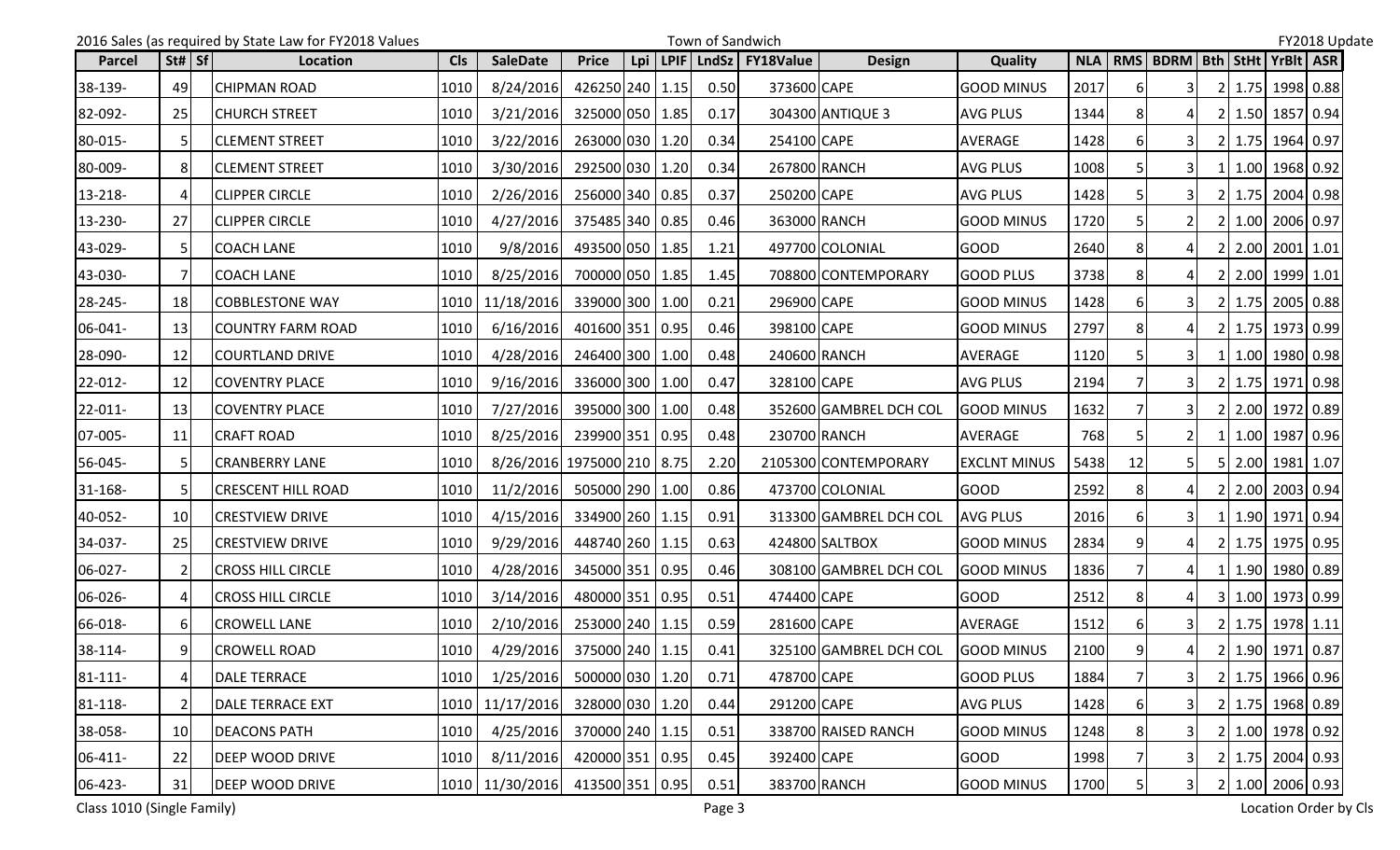2016 Sales (as required by State Law for FY2018 Values — Town of Sandwich — FY2018 Update

| Parcel | St# | Sf | Location | Cls | SaleDate | Price | Lpi | LPIF | LndSz | FY18Value | Design | Quality | NLA | RMS | BDRM | Bth | StHt | YrBlt | ASR |
|---|---|---|---|---|---|---|---|---|---|---|---|---|---|---|---|---|---|---|---|
| 38-139- | 49 | | CHIPMAN ROAD | 1010 | 8/24/2016 | 426250 | 240 | 1.15 | 0.50 | 373600 | CAPE | GOOD MINUS | 2017 | 6 | 3 | 2 | 1.75 | 1998 | 0.88 |
| 82-092- | 25 | | CHURCH STREET | 1010 | 3/21/2016 | 325000 | 050 | 1.85 | 0.17 | 304300 | ANTIQUE 3 | AVG PLUS | 1344 | 8 | 4 | 2 | 1.50 | 1857 | 0.94 |
| 80-015- | 5 | | CLEMENT STREET | 1010 | 3/22/2016 | 263000 | 030 | 1.20 | 0.34 | 254100 | CAPE | AVERAGE | 1428 | 6 | 3 | 2 | 1.75 | 1964 | 0.97 |
| 80-009- | 8 | | CLEMENT STREET | 1010 | 3/30/2016 | 292500 | 030 | 1.20 | 0.34 | 267800 | RANCH | AVG PLUS | 1008 | 5 | 3 | 1 | 1.00 | 1968 | 0.92 |
| 13-218- | 4 | | CLIPPER CIRCLE | 1010 | 2/26/2016 | 256000 | 340 | 0.85 | 0.37 | 250200 | CAPE | AVG PLUS | 1428 | 5 | 3 | 2 | 1.75 | 2004 | 0.98 |
| 13-230- | 27 | | CLIPPER CIRCLE | 1010 | 4/27/2016 | 375485 | 340 | 0.85 | 0.46 | 363000 | RANCH | GOOD MINUS | 1720 | 5 | 2 | 2 | 1.00 | 2006 | 0.97 |
| 43-029- | 5 | | COACH LANE | 1010 | 9/8/2016 | 493500 | 050 | 1.85 | 1.21 | 497700 | COLONIAL | GOOD | 2640 | 8 | 4 | 2 | 2.00 | 2001 | 1.01 |
| 43-030- | 7 | | COACH LANE | 1010 | 8/25/2016 | 700000 | 050 | 1.85 | 1.45 | 708800 | CONTEMPORARY | GOOD PLUS | 3738 | 8 | 4 | 2 | 2.00 | 1999 | 1.01 |
| 28-245- | 18 | | COBBLESTONE WAY | 1010 | 11/18/2016 | 339000 | 300 | 1.00 | 0.21 | 296900 | CAPE | GOOD MINUS | 1428 | 6 | 3 | 2 | 1.75 | 2005 | 0.88 |
| 06-041- | 13 | | COUNTRY FARM ROAD | 1010 | 6/16/2016 | 401600 | 351 | 0.95 | 0.46 | 398100 | CAPE | GOOD MINUS | 2797 | 8 | 4 | 2 | 1.75 | 1973 | 0.99 |
| 28-090- | 12 | | COURTLAND DRIVE | 1010 | 4/28/2016 | 246400 | 300 | 1.00 | 0.48 | 240600 | RANCH | AVERAGE | 1120 | 5 | 3 | 1 | 1.00 | 1980 | 0.98 |
| 22-012- | 12 | | COVENTRY PLACE | 1010 | 9/16/2016 | 336000 | 300 | 1.00 | 0.47 | 328100 | CAPE | AVG PLUS | 2194 | 7 | 3 | 2 | 1.75 | 1971 | 0.98 |
| 22-011- | 13 | | COVENTRY PLACE | 1010 | 7/27/2016 | 395000 | 300 | 1.00 | 0.48 | 352600 | GAMBREL DCH COL | GOOD MINUS | 1632 | 7 | 3 | 2 | 2.00 | 1972 | 0.89 |
| 07-005- | 11 | | CRAFT ROAD | 1010 | 8/25/2016 | 239900 | 351 | 0.95 | 0.48 | 230700 | RANCH | AVERAGE | 768 | 5 | 2 | 1 | 1.00 | 1987 | 0.96 |
| 56-045- | 5 | | CRANBERRY LANE | 1010 | 8/26/2016 | 1975000 | 210 | 8.75 | 2.20 | 2105300 | CONTEMPORARY | EXCLNT MINUS | 5438 | 12 | 5 | 5 | 2.00 | 1981 | 1.07 |
| 31-168- | 5 | | CRESCENT HILL ROAD | 1010 | 11/2/2016 | 505000 | 290 | 1.00 | 0.86 | 473700 | COLONIAL | GOOD | 2592 | 8 | 4 | 2 | 2.00 | 2003 | 0.94 |
| 40-052- | 10 | | CRESTVIEW DRIVE | 1010 | 4/15/2016 | 334900 | 260 | 1.15 | 0.91 | 313300 | GAMBREL DCH COL | AVG PLUS | 2016 | 6 | 3 | 1 | 1.90 | 1971 | 0.94 |
| 34-037- | 25 | | CRESTVIEW DRIVE | 1010 | 9/29/2016 | 448740 | 260 | 1.15 | 0.63 | 424800 | SALTBOX | GOOD MINUS | 2834 | 9 | 4 | 2 | 1.75 | 1975 | 0.95 |
| 06-027- | 2 | | CROSS HILL CIRCLE | 1010 | 4/28/2016 | 345000 | 351 | 0.95 | 0.46 | 308100 | GAMBREL DCH COL | GOOD MINUS | 1836 | 7 | 4 | 1 | 1.90 | 1980 | 0.89 |
| 06-026- | 4 | | CROSS HILL CIRCLE | 1010 | 3/14/2016 | 480000 | 351 | 0.95 | 0.51 | 474400 | CAPE | GOOD | 2512 | 8 | 4 | 3 | 1.00 | 1973 | 0.99 |
| 66-018- | 6 | | CROWELL LANE | 1010 | 2/10/2016 | 253000 | 240 | 1.15 | 0.59 | 281600 | CAPE | AVERAGE | 1512 | 6 | 3 | 2 | 1.75 | 1978 | 1.11 |
| 38-114- | 9 | | CROWELL ROAD | 1010 | 4/29/2016 | 375000 | 240 | 1.15 | 0.41 | 325100 | GAMBREL DCH COL | GOOD MINUS | 2100 | 9 | 4 | 2 | 1.90 | 1971 | 0.87 |
| 81-111- | 4 | | DALE TERRACE | 1010 | 1/25/2016 | 500000 | 030 | 1.20 | 0.71 | 478700 | CAPE | GOOD PLUS | 1884 | 7 | 3 | 2 | 1.75 | 1966 | 0.96 |
| 81-118- | 2 | | DALE TERRACE EXT | 1010 | 11/17/2016 | 328000 | 030 | 1.20 | 0.44 | 291200 | CAPE | AVG PLUS | 1428 | 6 | 3 | 2 | 1.75 | 1968 | 0.89 |
| 38-058- | 10 | | DEACONS PATH | 1010 | 4/25/2016 | 370000 | 240 | 1.15 | 0.51 | 338700 | RAISED RANCH | GOOD MINUS | 1248 | 8 | 3 | 2 | 1.00 | 1978 | 0.92 |
| 06-411- | 22 | | DEEP WOOD DRIVE | 1010 | 8/11/2016 | 420000 | 351 | 0.95 | 0.45 | 392400 | CAPE | GOOD | 1998 | 7 | 3 | 2 | 1.75 | 2004 | 0.93 |
| 06-423- | 31 | | DEEP WOOD DRIVE | 1010 | 11/30/2016 | 413500 | 351 | 0.95 | 0.51 | 383700 | RANCH | GOOD MINUS | 1700 | 5 | 3 | 2 | 1.00 | 2006 | 0.93 |

Class 1010 (Single Family) — Location Order by Cls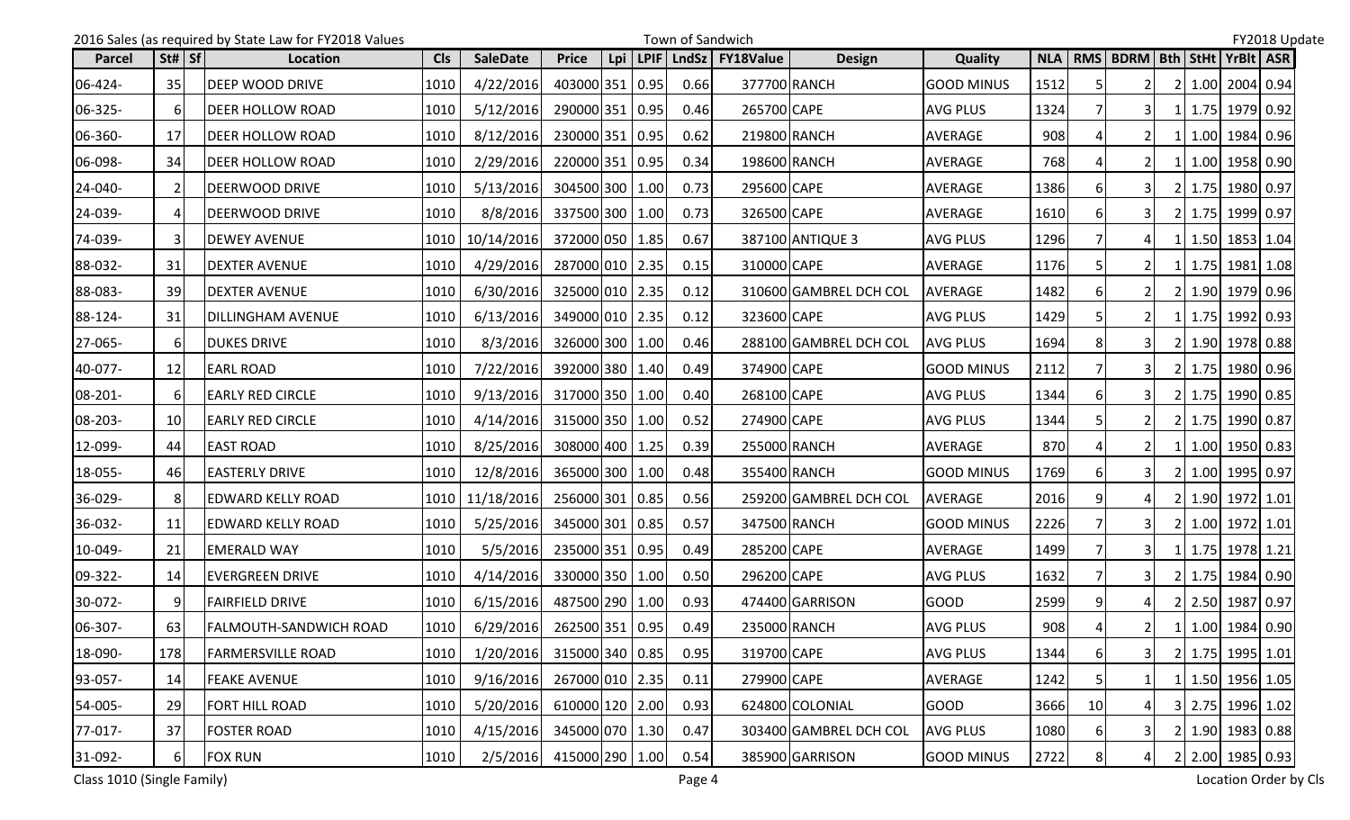2016 Sales (as required by State Law for FY2018 Values | Town of Sandwich | FY2018 Update

| Parcel | St# | Sf | Location | Cls | SaleDate | Price | Lpi | LPIF | LndSz | FY18Value | Design | Quality | NLA | RMS | BDRM | Bth | StHt | YrBlt | ASR |
|---|---|---|---|---|---|---|---|---|---|---|---|---|---|---|---|---|---|---|---|
| 06-424- | 35 | | DEEP WOOD DRIVE | 1010 | 4/22/2016 | 403000 | 351 | 0.95 | 0.66 | 377700 | RANCH | GOOD MINUS | 1512 | 5 | 2 | 2 | 1.00 | 2004 | 0.94 |
| 06-325- | 6 | | DEER HOLLOW ROAD | 1010 | 5/12/2016 | 290000 | 351 | 0.95 | 0.46 | 265700 | CAPE | AVG PLUS | 1324 | 7 | 3 | 1 | 1.75 | 1979 | 0.92 |
| 06-360- | 17 | | DEER HOLLOW ROAD | 1010 | 8/12/2016 | 230000 | 351 | 0.95 | 0.62 | 219800 | RANCH | AVERAGE | 908 | 4 | 2 | 1 | 1.00 | 1984 | 0.96 |
| 06-098- | 34 | | DEER HOLLOW ROAD | 1010 | 2/29/2016 | 220000 | 351 | 0.95 | 0.34 | 198600 | RANCH | AVERAGE | 768 | 4 | 2 | 1 | 1.00 | 1958 | 0.90 |
| 24-040- | 2 | | DEERWOOD DRIVE | 1010 | 5/13/2016 | 304500 | 300 | 1.00 | 0.73 | 295600 | CAPE | AVERAGE | 1386 | 6 | 3 | 2 | 1.75 | 1980 | 0.97 |
| 24-039- | 4 | | DEERWOOD DRIVE | 1010 | 8/8/2016 | 337500 | 300 | 1.00 | 0.73 | 326500 | CAPE | AVERAGE | 1610 | 6 | 3 | 2 | 1.75 | 1999 | 0.97 |
| 74-039- | 3 | | DEWEY AVENUE | 1010 | 10/14/2016 | 372000 | 050 | 1.85 | 0.67 | 387100 | ANTIQUE 3 | AVG PLUS | 1296 | 7 | 4 | 1 | 1.50 | 1853 | 1.04 |
| 88-032- | 31 | | DEXTER AVENUE | 1010 | 4/29/2016 | 287000 | 010 | 2.35 | 0.15 | 310000 | CAPE | AVERAGE | 1176 | 5 | 2 | 1 | 1.75 | 1981 | 1.08 |
| 88-083- | 39 | | DEXTER AVENUE | 1010 | 6/30/2016 | 325000 | 010 | 2.35 | 0.12 | 310600 | GAMBREL DCH COL | AVERAGE | 1482 | 6 | 2 | 2 | 1.90 | 1979 | 0.96 |
| 88-124- | 31 | | DILLINGHAM AVENUE | 1010 | 6/13/2016 | 349000 | 010 | 2.35 | 0.12 | 323600 | CAPE | AVG PLUS | 1429 | 5 | 2 | 1 | 1.75 | 1992 | 0.93 |
| 27-065- | 6 | | DUKES DRIVE | 1010 | 8/3/2016 | 326000 | 300 | 1.00 | 0.46 | 288100 | GAMBREL DCH COL | AVG PLUS | 1694 | 8 | 3 | 2 | 1.90 | 1978 | 0.88 |
| 40-077- | 12 | | EARL ROAD | 1010 | 7/22/2016 | 392000 | 380 | 1.40 | 0.49 | 374900 | CAPE | GOOD MINUS | 2112 | 7 | 3 | 2 | 1.75 | 1980 | 0.96 |
| 08-201- | 6 | | EARLY RED CIRCLE | 1010 | 9/13/2016 | 317000 | 350 | 1.00 | 0.40 | 268100 | CAPE | AVG PLUS | 1344 | 6 | 3 | 2 | 1.75 | 1990 | 0.85 |
| 08-203- | 10 | | EARLY RED CIRCLE | 1010 | 4/14/2016 | 315000 | 350 | 1.00 | 0.52 | 274900 | CAPE | AVG PLUS | 1344 | 5 | 2 | 2 | 1.75 | 1990 | 0.87 |
| 12-099- | 44 | | EAST ROAD | 1010 | 8/25/2016 | 308000 | 400 | 1.25 | 0.39 | 255000 | RANCH | AVERAGE | 870 | 4 | 2 | 1 | 1.00 | 1950 | 0.83 |
| 18-055- | 46 | | EASTERLY DRIVE | 1010 | 12/8/2016 | 365000 | 300 | 1.00 | 0.48 | 355400 | RANCH | GOOD MINUS | 1769 | 6 | 3 | 2 | 1.00 | 1995 | 0.97 |
| 36-029- | 8 | | EDWARD KELLY ROAD | 1010 | 11/18/2016 | 256000 | 301 | 0.85 | 0.56 | 259200 | GAMBREL DCH COL | AVERAGE | 2016 | 9 | 4 | 2 | 1.90 | 1972 | 1.01 |
| 36-032- | 11 | | EDWARD KELLY ROAD | 1010 | 5/25/2016 | 345000 | 301 | 0.85 | 0.57 | 347500 | RANCH | GOOD MINUS | 2226 | 7 | 3 | 2 | 1.00 | 1972 | 1.01 |
| 10-049- | 21 | | EMERALD WAY | 1010 | 5/5/2016 | 235000 | 351 | 0.95 | 0.49 | 285200 | CAPE | AVERAGE | 1499 | 7 | 3 | 1 | 1.75 | 1978 | 1.21 |
| 09-322- | 14 | | EVERGREEN DRIVE | 1010 | 4/14/2016 | 330000 | 350 | 1.00 | 0.50 | 296200 | CAPE | AVG PLUS | 1632 | 7 | 3 | 2 | 1.75 | 1984 | 0.90 |
| 30-072- | 9 | | FAIRFIELD DRIVE | 1010 | 6/15/2016 | 487500 | 290 | 1.00 | 0.93 | 474400 | GARRISON | GOOD | 2599 | 9 | 4 | 2 | 2.50 | 1987 | 0.97 |
| 06-307- | 63 | | FALMOUTH-SANDWICH ROAD | 1010 | 6/29/2016 | 262500 | 351 | 0.95 | 0.49 | 235000 | RANCH | AVG PLUS | 908 | 4 | 2 | 1 | 1.00 | 1984 | 0.90 |
| 18-090- | 178 | | FARMERSVILLE ROAD | 1010 | 1/20/2016 | 315000 | 340 | 0.85 | 0.95 | 319700 | CAPE | AVG PLUS | 1344 | 6 | 3 | 2 | 1.75 | 1995 | 1.01 |
| 93-057- | 14 | | FEAKE AVENUE | 1010 | 9/16/2016 | 267000 | 010 | 2.35 | 0.11 | 279900 | CAPE | AVERAGE | 1242 | 5 | 1 | 1 | 1.50 | 1956 | 1.05 |
| 54-005- | 29 | | FORT HILL ROAD | 1010 | 5/20/2016 | 610000 | 120 | 2.00 | 0.93 | 624800 | COLONIAL | GOOD | 3666 | 10 | 4 | 3 | 2.75 | 1996 | 1.02 |
| 77-017- | 37 | | FOSTER ROAD | 1010 | 4/15/2016 | 345000 | 070 | 1.30 | 0.47 | 303400 | GAMBREL DCH COL | AVG PLUS | 1080 | 6 | 3 | 2 | 1.90 | 1983 | 0.88 |
| 31-092- | 6 | | FOX RUN | 1010 | 2/5/2016 | 415000 | 290 | 1.00 | 0.54 | 385900 | GARRISON | GOOD MINUS | 2722 | 8 | 4 | 2 | 2.00 | 1985 | 0.93 |

Class 1010 (Single Family) | Location Order by Cls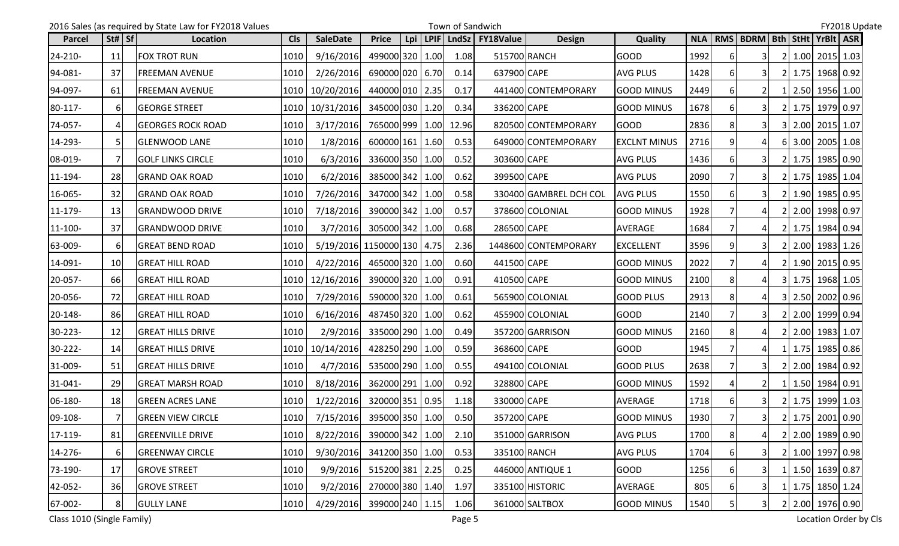2016 Sales (as required by State Law for FY2018 Values — Town of Sandwich — FY2018 Update

| Parcel | St# | Sf | Location | Cls | SaleDate | Price | Lpi | LPIF | LndSz | FY18Value | Design | Quality | NLA | RMS | BDRM | Bth | StHt | YrBlt | ASR |
|---|---|---|---|---|---|---|---|---|---|---|---|---|---|---|---|---|---|---|---|
| 24-210- | 11 | | FOX TROT RUN | 1010 | 9/16/2016 | 499000 | 320 | 1.00 | 1.08 | 515700 | RANCH | GOOD | 1992 | 6 | 3 | 2 | 1.00 | 2015 | 1.03 |
| 94-081- | 37 | | FREEMAN AVENUE | 1010 | 2/26/2016 | 690000 | 020 | 6.70 | 0.14 | 637900 | CAPE | AVG PLUS | 1428 | 6 | 3 | 2 | 1.75 | 1968 | 0.92 |
| 94-097- | 61 | | FREEMAN AVENUE | 1010 | 10/20/2016 | 440000 | 010 | 2.35 | 0.17 | 441400 | CONTEMPORARY | GOOD MINUS | 2449 | 6 | 2 | 1 | 2.50 | 1956 | 1.00 |
| 80-117- | 6 | | GEORGE STREET | 1010 | 10/31/2016 | 345000 | 030 | 1.20 | 0.34 | 336200 | CAPE | GOOD MINUS | 1678 | 6 | 3 | 2 | 1.75 | 1979 | 0.97 |
| 74-057- | 4 | | GEORGES ROCK ROAD | 1010 | 3/17/2016 | 765000 | 999 | 1.00 | 12.96 | 820500 | CONTEMPORARY | GOOD | 2836 | 8 | 3 | 3 | 2.00 | 2015 | 1.07 |
| 14-293- | 5 | | GLENWOOD LANE | 1010 | 1/8/2016 | 600000 | 161 | 1.60 | 0.53 | 649000 | CONTEMPORARY | EXCLNT MINUS | 2716 | 9 | 4 | 6 | 3.00 | 2005 | 1.08 |
| 08-019- | 7 | | GOLF LINKS CIRCLE | 1010 | 6/3/2016 | 336000 | 350 | 1.00 | 0.52 | 303600 | CAPE | AVG PLUS | 1436 | 6 | 3 | 2 | 1.75 | 1985 | 0.90 |
| 11-194- | 28 | | GRAND OAK ROAD | 1010 | 6/2/2016 | 385000 | 342 | 1.00 | 0.62 | 399500 | CAPE | AVG PLUS | 2090 | 7 | 3 | 2 | 1.75 | 1985 | 1.04 |
| 16-065- | 32 | | GRAND OAK ROAD | 1010 | 7/26/2016 | 347000 | 342 | 1.00 | 0.58 | 330400 | GAMBREL DCH COL | AVG PLUS | 1550 | 6 | 3 | 2 | 1.90 | 1985 | 0.95 |
| 11-179- | 13 | | GRANDWOOD DRIVE | 1010 | 7/18/2016 | 390000 | 342 | 1.00 | 0.57 | 378600 | COLONIAL | GOOD MINUS | 1928 | 7 | 4 | 2 | 2.00 | 1998 | 0.97 |
| 11-100- | 37 | | GRANDWOOD DRIVE | 1010 | 3/7/2016 | 305000 | 342 | 1.00 | 0.68 | 286500 | CAPE | AVERAGE | 1684 | 7 | 4 | 2 | 1.75 | 1984 | 0.94 |
| 63-009- | 6 | | GREAT BEND ROAD | 1010 | 5/19/2016 | 1150000 | 130 | 4.75 | 2.36 | 1448600 | CONTEMPORARY | EXCELLENT | 3596 | 9 | 3 | 2 | 2.00 | 1983 | 1.26 |
| 14-091- | 10 | | GREAT HILL ROAD | 1010 | 4/22/2016 | 465000 | 320 | 1.00 | 0.60 | 441500 | CAPE | GOOD MINUS | 2022 | 7 | 4 | 2 | 1.90 | 2015 | 0.95 |
| 20-057- | 66 | | GREAT HILL ROAD | 1010 | 12/16/2016 | 390000 | 320 | 1.00 | 0.91 | 410500 | CAPE | GOOD MINUS | 2100 | 8 | 4 | 3 | 1.75 | 1968 | 1.05 |
| 20-056- | 72 | | GREAT HILL ROAD | 1010 | 7/29/2016 | 590000 | 320 | 1.00 | 0.61 | 565900 | COLONIAL | GOOD PLUS | 2913 | 8 | 4 | 3 | 2.50 | 2002 | 0.96 |
| 20-148- | 86 | | GREAT HILL ROAD | 1010 | 6/16/2016 | 487450 | 320 | 1.00 | 0.62 | 455900 | COLONIAL | GOOD | 2140 | 7 | 3 | 2 | 2.00 | 1999 | 0.94 |
| 30-223- | 12 | | GREAT HILLS DRIVE | 1010 | 2/9/2016 | 335000 | 290 | 1.00 | 0.49 | 357200 | GARRISON | GOOD MINUS | 2160 | 8 | 4 | 2 | 2.00 | 1983 | 1.07 |
| 30-222- | 14 | | GREAT HILLS DRIVE | 1010 | 10/14/2016 | 428250 | 290 | 1.00 | 0.59 | 368600 | CAPE | GOOD | 1945 | 7 | 4 | 1 | 1.75 | 1985 | 0.86 |
| 31-009- | 51 | | GREAT HILLS DRIVE | 1010 | 4/7/2016 | 535000 | 290 | 1.00 | 0.55 | 494100 | COLONIAL | GOOD PLUS | 2638 | 7 | 3 | 2 | 2.00 | 1984 | 0.92 |
| 31-041- | 29 | | GREAT MARSH ROAD | 1010 | 8/18/2016 | 362000 | 291 | 1.00 | 0.92 | 328800 | CAPE | GOOD MINUS | 1592 | 4 | 2 | 1 | 1.50 | 1984 | 0.91 |
| 06-180- | 18 | | GREEN ACRES LANE | 1010 | 1/22/2016 | 320000 | 351 | 0.95 | 1.18 | 330000 | CAPE | AVERAGE | 1718 | 6 | 3 | 2 | 1.75 | 1999 | 1.03 |
| 09-108- | 7 | | GREEN VIEW CIRCLE | 1010 | 7/15/2016 | 395000 | 350 | 1.00 | 0.50 | 357200 | CAPE | GOOD MINUS | 1930 | 7 | 3 | 2 | 1.75 | 2001 | 0.90 |
| 17-119- | 81 | | GREENVILLE DRIVE | 1010 | 8/22/2016 | 390000 | 342 | 1.00 | 2.10 | 351000 | GARRISON | AVG PLUS | 1700 | 8 | 4 | 2 | 2.00 | 1989 | 0.90 |
| 14-276- | 6 | | GREENWAY CIRCLE | 1010 | 9/30/2016 | 341200 | 350 | 1.00 | 0.53 | 335100 | RANCH | AVG PLUS | 1704 | 6 | 3 | 2 | 1.00 | 1997 | 0.98 |
| 73-190- | 17 | | GROVE STREET | 1010 | 9/9/2016 | 515200 | 381 | 2.25 | 0.25 | 446000 | ANTIQUE 1 | GOOD | 1256 | 6 | 3 | 1 | 1.50 | 1639 | 0.87 |
| 42-052- | 36 | | GROVE STREET | 1010 | 9/2/2016 | 270000 | 380 | 1.40 | 1.97 | 335100 | HISTORIC | AVERAGE | 805 | 6 | 3 | 1 | 1.75 | 1850 | 1.24 |
| 67-002- | 8 | | GULLY LANE | 1010 | 4/29/2016 | 399000 | 240 | 1.15 | 1.06 | 361000 | SALTBOX | GOOD MINUS | 1540 | 5 | 3 | 2 | 2.00 | 1976 | 0.90 |

Class 1010 (Single Family) — Location Order by Cls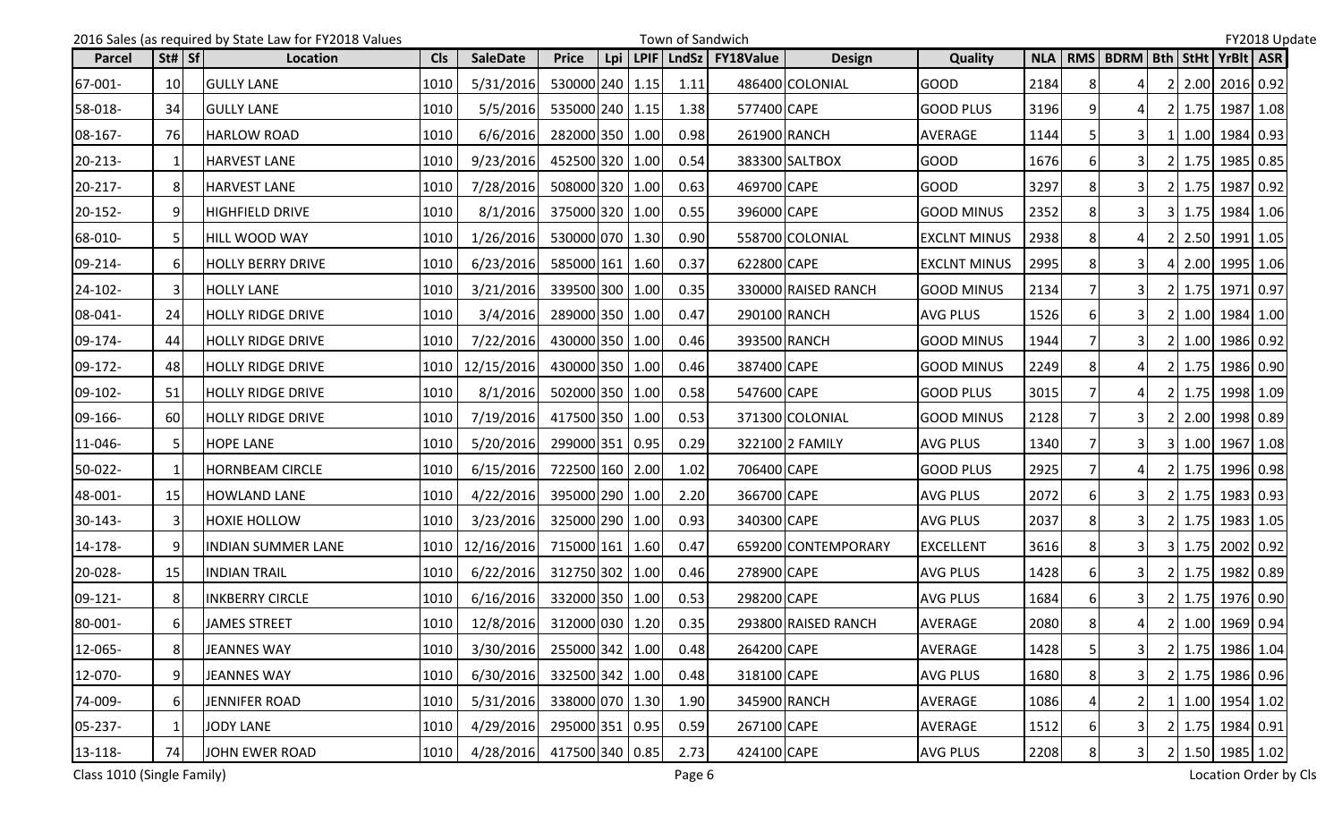2016 Sales (as required by State Law for FY2018 Values — Town of Sandwich — FY2018 Update

| Parcel | St# | Sf | Location | Cls | SaleDate | Price | Lpi | LPIF | LndSz | FY18Value | Design | Quality | NLA | RMS | BDRM | Bth | StHt | YrBlt | ASR |
|---|---|---|---|---|---|---|---|---|---|---|---|---|---|---|---|---|---|---|---|
| 67-001- | 10 | | GULLY LANE | 1010 | 5/31/2016 | 530000 | 240 | 1.15 | 1.11 | 486400 | COLONIAL | GOOD | 2184 | 8 | 4 | 2 | 2.00 | 2016 | 0.92 |
| 58-018- | 34 | | GULLY LANE | 1010 | 5/5/2016 | 535000 | 240 | 1.15 | 1.38 | 577400 | CAPE | GOOD PLUS | 3196 | 9 | 4 | 2 | 1.75 | 1987 | 1.08 |
| 08-167- | 76 | | HARLOW ROAD | 1010 | 6/6/2016 | 282000 | 350 | 1.00 | 0.98 | 261900 | RANCH | AVERAGE | 1144 | 5 | 3 | 1 | 1.00 | 1984 | 0.93 |
| 20-213- | 1 | | HARVEST LANE | 1010 | 9/23/2016 | 452500 | 320 | 1.00 | 0.54 | 383300 | SALTBOX | GOOD | 1676 | 6 | 3 | 2 | 1.75 | 1985 | 0.85 |
| 20-217- | 8 | | HARVEST LANE | 1010 | 7/28/2016 | 508000 | 320 | 1.00 | 0.63 | 469700 | CAPE | GOOD | 3297 | 8 | 3 | 2 | 1.75 | 1987 | 0.92 |
| 20-152- | 9 | | HIGHFIELD DRIVE | 1010 | 8/1/2016 | 375000 | 320 | 1.00 | 0.55 | 396000 | CAPE | GOOD MINUS | 2352 | 8 | 3 | 3 | 1.75 | 1984 | 1.06 |
| 68-010- | 5 | | HILL WOOD WAY | 1010 | 1/26/2016 | 530000 | 070 | 1.30 | 0.90 | 558700 | COLONIAL | EXCLNT MINUS | 2938 | 8 | 4 | 2 | 2.50 | 1991 | 1.05 |
| 09-214- | 6 | | HOLLY BERRY DRIVE | 1010 | 6/23/2016 | 585000 | 161 | 1.60 | 0.37 | 622800 | CAPE | EXCLNT MINUS | 2995 | 8 | 3 | 4 | 2.00 | 1995 | 1.06 |
| 24-102- | 3 | | HOLLY LANE | 1010 | 3/21/2016 | 339500 | 300 | 1.00 | 0.35 | 330000 | RAISED RANCH | GOOD MINUS | 2134 | 7 | 3 | 2 | 1.75 | 1971 | 0.97 |
| 08-041- | 24 | | HOLLY RIDGE DRIVE | 1010 | 3/4/2016 | 289000 | 350 | 1.00 | 0.47 | 290100 | RANCH | AVG PLUS | 1526 | 6 | 3 | 2 | 1.00 | 1984 | 1.00 |
| 09-174- | 44 | | HOLLY RIDGE DRIVE | 1010 | 7/22/2016 | 430000 | 350 | 1.00 | 0.46 | 393500 | RANCH | GOOD MINUS | 1944 | 7 | 3 | 2 | 1.00 | 1986 | 0.92 |
| 09-172- | 48 | | HOLLY RIDGE DRIVE | 1010 | 12/15/2016 | 430000 | 350 | 1.00 | 0.46 | 387400 | CAPE | GOOD MINUS | 2249 | 8 | 4 | 2 | 1.75 | 1986 | 0.90 |
| 09-102- | 51 | | HOLLY RIDGE DRIVE | 1010 | 8/1/2016 | 502000 | 350 | 1.00 | 0.58 | 547600 | CAPE | GOOD PLUS | 3015 | 7 | 4 | 2 | 1.75 | 1998 | 1.09 |
| 09-166- | 60 | | HOLLY RIDGE DRIVE | 1010 | 7/19/2016 | 417500 | 350 | 1.00 | 0.53 | 371300 | COLONIAL | GOOD MINUS | 2128 | 7 | 3 | 2 | 2.00 | 1998 | 0.89 |
| 11-046- | 5 | | HOPE LANE | 1010 | 5/20/2016 | 299000 | 351 | 0.95 | 0.29 | 322100 | 2 FAMILY | AVG PLUS | 1340 | 7 | 3 | 3 | 1.00 | 1967 | 1.08 |
| 50-022- | 1 | | HORNBEAM CIRCLE | 1010 | 6/15/2016 | 722500 | 160 | 2.00 | 1.02 | 706400 | CAPE | GOOD PLUS | 2925 | 7 | 4 | 2 | 1.75 | 1996 | 0.98 |
| 48-001- | 15 | | HOWLAND LANE | 1010 | 4/22/2016 | 395000 | 290 | 1.00 | 2.20 | 366700 | CAPE | AVG PLUS | 2072 | 6 | 3 | 2 | 1.75 | 1983 | 0.93 |
| 30-143- | 3 | | HOXIE HOLLOW | 1010 | 3/23/2016 | 325000 | 290 | 1.00 | 0.93 | 340300 | CAPE | AVG PLUS | 2037 | 8 | 3 | 2 | 1.75 | 1983 | 1.05 |
| 14-178- | 9 | | INDIAN SUMMER LANE | 1010 | 12/16/2016 | 715000 | 161 | 1.60 | 0.47 | 659200 | CONTEMPORARY | EXCELLENT | 3616 | 8 | 3 | 3 | 1.75 | 2002 | 0.92 |
| 20-028- | 15 | | INDIAN TRAIL | 1010 | 6/22/2016 | 312750 | 302 | 1.00 | 0.46 | 278900 | CAPE | AVG PLUS | 1428 | 6 | 3 | 2 | 1.75 | 1982 | 0.89 |
| 09-121- | 8 | | INKBERRY CIRCLE | 1010 | 6/16/2016 | 332000 | 350 | 1.00 | 0.53 | 298200 | CAPE | AVG PLUS | 1684 | 6 | 3 | 2 | 1.75 | 1976 | 0.90 |
| 80-001- | 6 | | JAMES STREET | 1010 | 12/8/2016 | 312000 | 030 | 1.20 | 0.35 | 293800 | RAISED RANCH | AVERAGE | 2080 | 8 | 4 | 2 | 1.00 | 1969 | 0.94 |
| 12-065- | 8 | | JEANNES WAY | 1010 | 3/30/2016 | 255000 | 342 | 1.00 | 0.48 | 264200 | CAPE | AVERAGE | 1428 | 5 | 3 | 2 | 1.75 | 1986 | 1.04 |
| 12-070- | 9 | | JEANNES WAY | 1010 | 6/30/2016 | 332500 | 342 | 1.00 | 0.48 | 318100 | CAPE | AVG PLUS | 1680 | 8 | 3 | 2 | 1.75 | 1986 | 0.96 |
| 74-009- | 6 | | JENNIFER ROAD | 1010 | 5/31/2016 | 338000 | 070 | 1.30 | 1.90 | 345900 | RANCH | AVERAGE | 1086 | 4 | 2 | 1 | 1.00 | 1954 | 1.02 |
| 05-237- | 1 | | JODY LANE | 1010 | 4/29/2016 | 295000 | 351 | 0.95 | 0.59 | 267100 | CAPE | AVERAGE | 1512 | 6 | 3 | 2 | 1.75 | 1984 | 0.91 |
| 13-118- | 74 | | JOHN EWER ROAD | 1010 | 4/28/2016 | 417500 | 340 | 0.85 | 2.73 | 424100 | CAPE | AVG PLUS | 2208 | 8 | 3 | 2 | 1.50 | 1985 | 1.02 |

Class 1010 (Single Family) — Location Order by Cls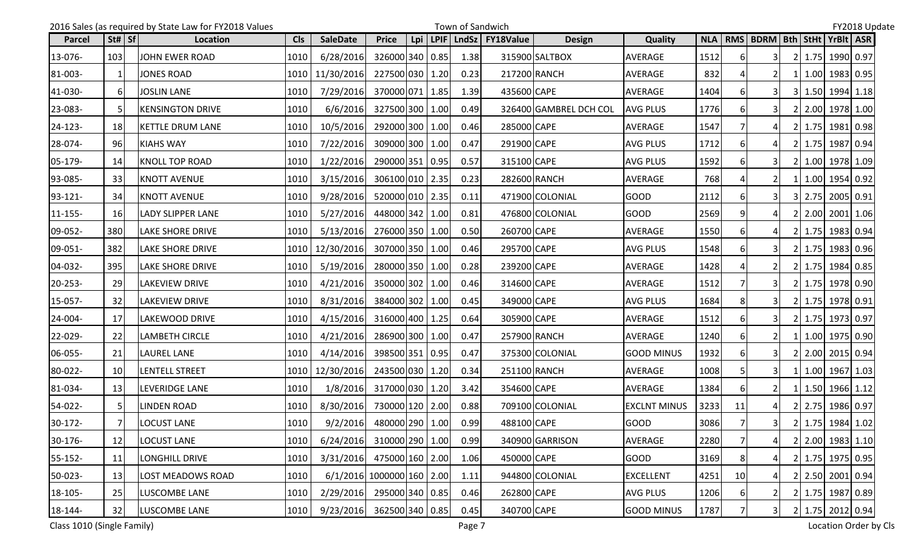2016 Sales (as required by State Law for FY2018 Values — Town of Sandwich — FY2018 Update

| Parcel | St# | Sf | Location | Cls | SaleDate | Price | Lpi | LPIF | LndSz | FY18Value | Design | Quality | NLA | RMS | BDRM | Bth | StHt | YrBlt | ASR |
|---|---|---|---|---|---|---|---|---|---|---|---|---|---|---|---|---|---|---|---|
| 13-076- | 103 | | JOHN EWER ROAD | 1010 | 6/28/2016 | 326000 | 340 | 0.85 | 1.38 | 315900 | SALTBOX | AVERAGE | 1512 | 6 | 3 | 2 | 1.75 | 1990 | 0.97 |
| 81-003- | 1 | | JONES ROAD | 1010 | 11/30/2016 | 227500 | 030 | 1.20 | 0.23 | 217200 | RANCH | AVERAGE | 832 | 4 | 2 | 1 | 1.00 | 1983 | 0.95 |
| 41-030- | 6 | | JOSLIN LANE | 1010 | 7/29/2016 | 370000 | 071 | 1.85 | 1.39 | 435600 | CAPE | AVERAGE | 1404 | 6 | 3 | 3 | 1.50 | 1994 | 1.18 |
| 23-083- | 5 | | KENSINGTON DRIVE | 1010 | 6/6/2016 | 327500 | 300 | 1.00 | 0.49 | 326400 | GAMBREL DCH COL | AVG PLUS | 1776 | 6 | 3 | 2 | 2.00 | 1978 | 1.00 |
| 24-123- | 18 | | KETTLE DRUM LANE | 1010 | 10/5/2016 | 292000 | 300 | 1.00 | 0.46 | 285000 | CAPE | AVERAGE | 1547 | 7 | 4 | 2 | 1.75 | 1981 | 0.98 |
| 28-074- | 96 | | KIAHS WAY | 1010 | 7/22/2016 | 309000 | 300 | 1.00 | 0.47 | 291900 | CAPE | AVG PLUS | 1712 | 6 | 4 | 2 | 1.75 | 1987 | 0.94 |
| 05-179- | 14 | | KNOLL TOP ROAD | 1010 | 1/22/2016 | 290000 | 351 | 0.95 | 0.57 | 315100 | CAPE | AVG PLUS | 1592 | 6 | 3 | 2 | 1.00 | 1978 | 1.09 |
| 93-085- | 33 | | KNOTT AVENUE | 1010 | 3/15/2016 | 306100 | 010 | 2.35 | 0.23 | 282600 | RANCH | AVERAGE | 768 | 4 | 2 | 1 | 1.00 | 1954 | 0.92 |
| 93-121- | 34 | | KNOTT AVENUE | 1010 | 9/28/2016 | 520000 | 010 | 2.35 | 0.11 | 471900 | COLONIAL | GOOD | 2112 | 6 | 3 | 3 | 2.75 | 2005 | 0.91 |
| 11-155- | 16 | | LADY SLIPPER LANE | 1010 | 5/27/2016 | 448000 | 342 | 1.00 | 0.81 | 476800 | COLONIAL | GOOD | 2569 | 9 | 4 | 2 | 2.00 | 2001 | 1.06 |
| 09-052- | 380 | | LAKE SHORE DRIVE | 1010 | 5/13/2016 | 276000 | 350 | 1.00 | 0.50 | 260700 | CAPE | AVERAGE | 1550 | 6 | 4 | 2 | 1.75 | 1983 | 0.94 |
| 09-051- | 382 | | LAKE SHORE DRIVE | 1010 | 12/30/2016 | 307000 | 350 | 1.00 | 0.46 | 295700 | CAPE | AVG PLUS | 1548 | 6 | 3 | 2 | 1.75 | 1983 | 0.96 |
| 04-032- | 395 | | LAKE SHORE DRIVE | 1010 | 5/19/2016 | 280000 | 350 | 1.00 | 0.28 | 239200 | CAPE | AVERAGE | 1428 | 4 | 2 | 2 | 1.75 | 1984 | 0.85 |
| 20-253- | 29 | | LAKEVIEW DRIVE | 1010 | 4/21/2016 | 350000 | 302 | 1.00 | 0.46 | 314600 | CAPE | AVERAGE | 1512 | 7 | 3 | 2 | 1.75 | 1978 | 0.90 |
| 15-057- | 32 | | LAKEVIEW DRIVE | 1010 | 8/31/2016 | 384000 | 302 | 1.00 | 0.45 | 349000 | CAPE | AVG PLUS | 1684 | 8 | 3 | 2 | 1.75 | 1978 | 0.91 |
| 24-004- | 17 | | LAKEWOOD DRIVE | 1010 | 4/15/2016 | 316000 | 400 | 1.25 | 0.64 | 305900 | CAPE | AVERAGE | 1512 | 6 | 3 | 2 | 1.75 | 1973 | 0.97 |
| 22-029- | 22 | | LAMBETH CIRCLE | 1010 | 4/21/2016 | 286900 | 300 | 1.00 | 0.47 | 257900 | RANCH | AVERAGE | 1240 | 6 | 2 | 1 | 1.00 | 1975 | 0.90 |
| 06-055- | 21 | | LAUREL LANE | 1010 | 4/14/2016 | 398500 | 351 | 0.95 | 0.47 | 375300 | COLONIAL | GOOD MINUS | 1932 | 6 | 3 | 2 | 2.00 | 2015 | 0.94 |
| 80-022- | 10 | | LENTELL STREET | 1010 | 12/30/2016 | 243500 | 030 | 1.20 | 0.34 | 251100 | RANCH | AVERAGE | 1008 | 5 | 3 | 1 | 1.00 | 1967 | 1.03 |
| 81-034- | 13 | | LEVERIDGE LANE | 1010 | 1/8/2016 | 317000 | 030 | 1.20 | 3.42 | 354600 | CAPE | AVERAGE | 1384 | 6 | 2 | 1 | 1.50 | 1966 | 1.12 |
| 54-022- | 5 | | LINDEN ROAD | 1010 | 8/30/2016 | 730000 | 120 | 2.00 | 0.88 | 709100 | COLONIAL | EXCLNT MINUS | 3233 | 11 | 4 | 2 | 2.75 | 1986 | 0.97 |
| 30-172- | 7 | | LOCUST LANE | 1010 | 9/2/2016 | 480000 | 290 | 1.00 | 0.99 | 488100 | CAPE | GOOD | 3086 | 7 | 3 | 2 | 1.75 | 1984 | 1.02 |
| 30-176- | 12 | | LOCUST LANE | 1010 | 6/24/2016 | 310000 | 290 | 1.00 | 0.99 | 340900 | GARRISON | AVERAGE | 2280 | 7 | 4 | 2 | 2.00 | 1983 | 1.10 |
| 55-152- | 11 | | LONGHILL DRIVE | 1010 | 3/31/2016 | 475000 | 160 | 2.00 | 1.06 | 450000 | CAPE | GOOD | 3169 | 8 | 4 | 2 | 1.75 | 1975 | 0.95 |
| 50-023- | 13 | | LOST MEADOWS ROAD | 1010 | 6/1/2016 | 1000000 | 160 | 2.00 | 1.11 | 944800 | COLONIAL | EXCELLENT | 4251 | 10 | 4 | 2 | 2.50 | 2001 | 0.94 |
| 18-105- | 25 | | LUSCOMBE LANE | 1010 | 2/29/2016 | 295000 | 340 | 0.85 | 0.46 | 262800 | CAPE | AVG PLUS | 1206 | 6 | 2 | 2 | 1.75 | 1987 | 0.89 |
| 18-144- | 32 | | LUSCOMBE LANE | 1010 | 9/23/2016 | 362500 | 340 | 0.85 | 0.45 | 340700 | CAPE | GOOD MINUS | 1787 | 7 | 3 | 2 | 1.75 | 2012 | 0.94 |

Class 1010 (Single Family) — Location Order by Cls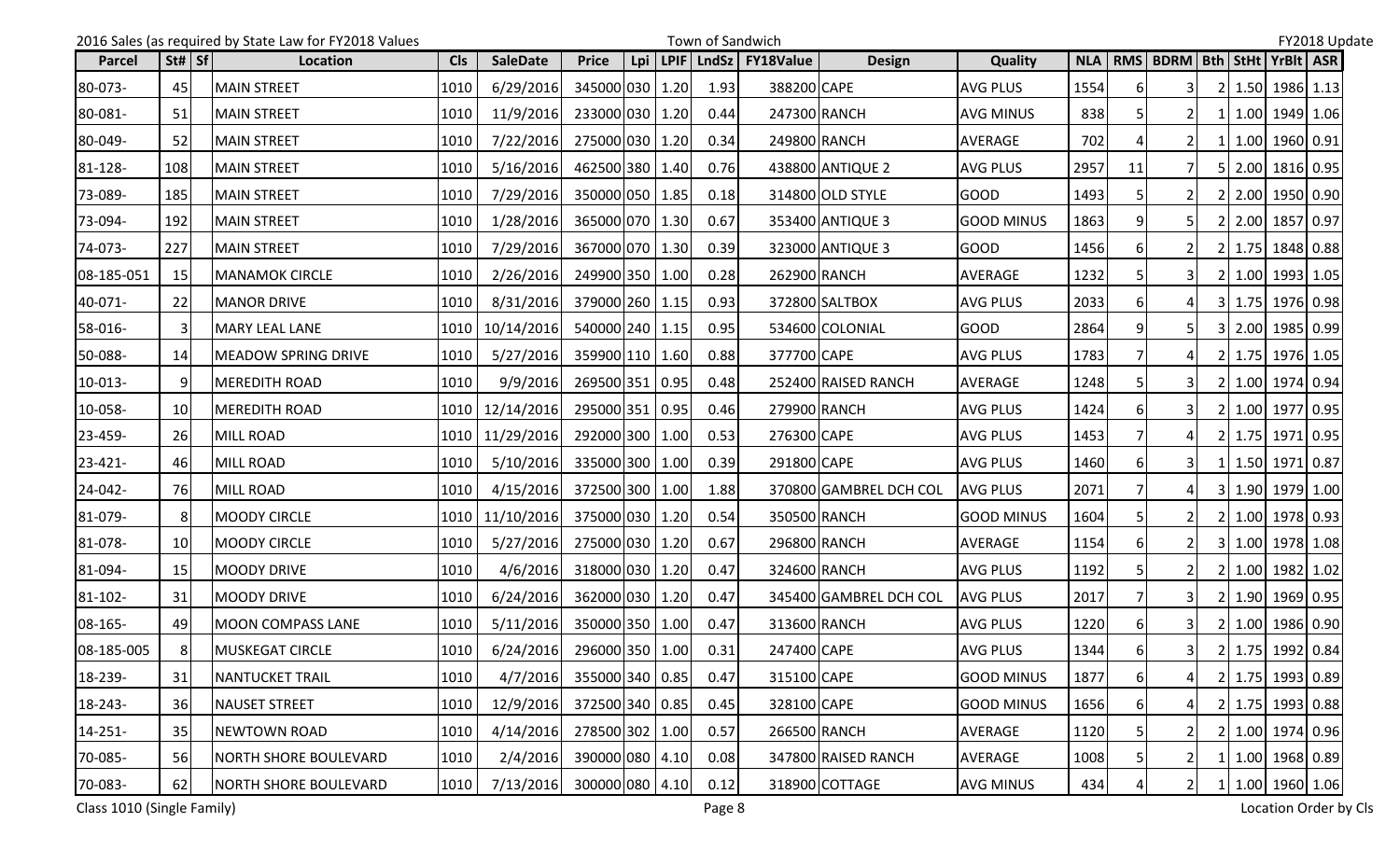2016 Sales (as required by State Law for FY2018 Values — Town of Sandwich — FY2018 Update

| Parcel | St# | Sf | Location | Cls | SaleDate | Price | Lpi | LPIF | LndSz | FY18Value | Design | Quality | NLA | RMS | BDRM | Bth | StHt | YrBlt | ASR |
|---|---|---|---|---|---|---|---|---|---|---|---|---|---|---|---|---|---|---|---|
| 80-073- | 45 | | MAIN STREET | 1010 | 6/29/2016 | 345000 | 030 | 1.20 | 1.93 | 388200 | CAPE | AVG PLUS | 1554 | 6 | 3 | 2 | 1.50 | 1986 | 1.13 |
| 80-081- | 51 | | MAIN STREET | 1010 | 11/9/2016 | 233000 | 030 | 1.20 | 0.44 | 247300 | RANCH | AVG MINUS | 838 | 5 | 2 | 1 | 1.00 | 1949 | 1.06 |
| 80-049- | 52 | | MAIN STREET | 1010 | 7/22/2016 | 275000 | 030 | 1.20 | 0.34 | 249800 | RANCH | AVERAGE | 702 | 4 | 2 | 1 | 1.00 | 1960 | 0.91 |
| 81-128- | 108 | | MAIN STREET | 1010 | 5/16/2016 | 462500 | 380 | 1.40 | 0.76 | 438800 | ANTIQUE 2 | AVG PLUS | 2957 | 11 | 7 | 5 | 2.00 | 1816 | 0.95 |
| 73-089- | 185 | | MAIN STREET | 1010 | 7/29/2016 | 350000 | 050 | 1.85 | 0.18 | 314800 | OLD STYLE | GOOD | 1493 | 5 | 2 | 2 | 2.00 | 1950 | 0.90 |
| 73-094- | 192 | | MAIN STREET | 1010 | 1/28/2016 | 365000 | 070 | 1.30 | 0.67 | 353400 | ANTIQUE 3 | GOOD MINUS | 1863 | 9 | 5 | 2 | 2.00 | 1857 | 0.97 |
| 74-073- | 227 | | MAIN STREET | 1010 | 7/29/2016 | 367000 | 070 | 1.30 | 0.39 | 323000 | ANTIQUE 3 | GOOD | 1456 | 6 | 2 | 2 | 1.75 | 1848 | 0.88 |
| 08-185-051 | 15 | | MANAMOK CIRCLE | 1010 | 2/26/2016 | 249900 | 350 | 1.00 | 0.28 | 262900 | RANCH | AVERAGE | 1232 | 5 | 3 | 2 | 1.00 | 1993 | 1.05 |
| 40-071- | 22 | | MANOR DRIVE | 1010 | 8/31/2016 | 379000 | 260 | 1.15 | 0.93 | 372800 | SALTBOX | AVG PLUS | 2033 | 6 | 4 | 3 | 1.75 | 1976 | 0.98 |
| 58-016- | 3 | | MARY LEAL LANE | 1010 | 10/14/2016 | 540000 | 240 | 1.15 | 0.95 | 534600 | COLONIAL | GOOD | 2864 | 9 | 5 | 3 | 2.00 | 1985 | 0.99 |
| 50-088- | 14 | | MEADOW SPRING DRIVE | 1010 | 5/27/2016 | 359900 | 110 | 1.60 | 0.88 | 377700 | CAPE | AVG PLUS | 1783 | 7 | 4 | 2 | 1.75 | 1976 | 1.05 |
| 10-013- | 9 | | MEREDITH ROAD | 1010 | 9/9/2016 | 269500 | 351 | 0.95 | 0.48 | 252400 | RAISED RANCH | AVERAGE | 1248 | 5 | 3 | 2 | 1.00 | 1974 | 0.94 |
| 10-058- | 10 | | MEREDITH ROAD | 1010 | 12/14/2016 | 295000 | 351 | 0.95 | 0.46 | 279900 | RANCH | AVG PLUS | 1424 | 6 | 3 | 2 | 1.00 | 1977 | 0.95 |
| 23-459- | 26 | | MILL ROAD | 1010 | 11/29/2016 | 292000 | 300 | 1.00 | 0.53 | 276300 | CAPE | AVG PLUS | 1453 | 7 | 4 | 2 | 1.75 | 1971 | 0.95 |
| 23-421- | 46 | | MILL ROAD | 1010 | 5/10/2016 | 335000 | 300 | 1.00 | 0.39 | 291800 | CAPE | AVG PLUS | 1460 | 6 | 3 | 1 | 1.50 | 1971 | 0.87 |
| 24-042- | 76 | | MILL ROAD | 1010 | 4/15/2016 | 372500 | 300 | 1.00 | 1.88 | 370800 | GAMBREL DCH COL | AVG PLUS | 2071 | 7 | 4 | 3 | 1.90 | 1979 | 1.00 |
| 81-079- | 8 | | MOODY CIRCLE | 1010 | 11/10/2016 | 375000 | 030 | 1.20 | 0.54 | 350500 | RANCH | GOOD MINUS | 1604 | 5 | 2 | 2 | 1.00 | 1978 | 0.93 |
| 81-078- | 10 | | MOODY CIRCLE | 1010 | 5/27/2016 | 275000 | 030 | 1.20 | 0.67 | 296800 | RANCH | AVERAGE | 1154 | 6 | 2 | 3 | 1.00 | 1978 | 1.08 |
| 81-094- | 15 | | MOODY DRIVE | 1010 | 4/6/2016 | 318000 | 030 | 1.20 | 0.47 | 324600 | RANCH | AVG PLUS | 1192 | 5 | 2 | 2 | 1.00 | 1982 | 1.02 |
| 81-102- | 31 | | MOODY DRIVE | 1010 | 6/24/2016 | 362000 | 030 | 1.20 | 0.47 | 345400 | GAMBREL DCH COL | AVG PLUS | 2017 | 7 | 3 | 2 | 1.90 | 1969 | 0.95 |
| 08-165- | 49 | | MOON COMPASS LANE | 1010 | 5/11/2016 | 350000 | 350 | 1.00 | 0.47 | 313600 | RANCH | AVG PLUS | 1220 | 6 | 3 | 2 | 1.00 | 1986 | 0.90 |
| 08-185-005 | 8 | | MUSKEGAT CIRCLE | 1010 | 6/24/2016 | 296000 | 350 | 1.00 | 0.31 | 247400 | CAPE | AVG PLUS | 1344 | 6 | 3 | 2 | 1.75 | 1992 | 0.84 |
| 18-239- | 31 | | NANTUCKET TRAIL | 1010 | 4/7/2016 | 355000 | 340 | 0.85 | 0.47 | 315100 | CAPE | GOOD MINUS | 1877 | 6 | 4 | 2 | 1.75 | 1993 | 0.89 |
| 18-243- | 36 | | NAUSET STREET | 1010 | 12/9/2016 | 372500 | 340 | 0.85 | 0.45 | 328100 | CAPE | GOOD MINUS | 1656 | 6 | 4 | 2 | 1.75 | 1993 | 0.88 |
| 14-251- | 35 | | NEWTOWN ROAD | 1010 | 4/14/2016 | 278500 | 302 | 1.00 | 0.57 | 266500 | RANCH | AVERAGE | 1120 | 5 | 2 | 2 | 1.00 | 1974 | 0.96 |
| 70-085- | 56 | | NORTH SHORE BOULEVARD | 1010 | 2/4/2016 | 390000 | 080 | 4.10 | 0.08 | 347800 | RAISED RANCH | AVERAGE | 1008 | 5 | 2 | 1 | 1.00 | 1968 | 0.89 |
| 70-083- | 62 | | NORTH SHORE BOULEVARD | 1010 | 7/13/2016 | 300000 | 080 | 4.10 | 0.12 | 318900 | COTTAGE | AVG MINUS | 434 | 4 | 2 | 1 | 1.00 | 1960 | 1.06 |

Class 1010 (Single Family) — Location Order by Cls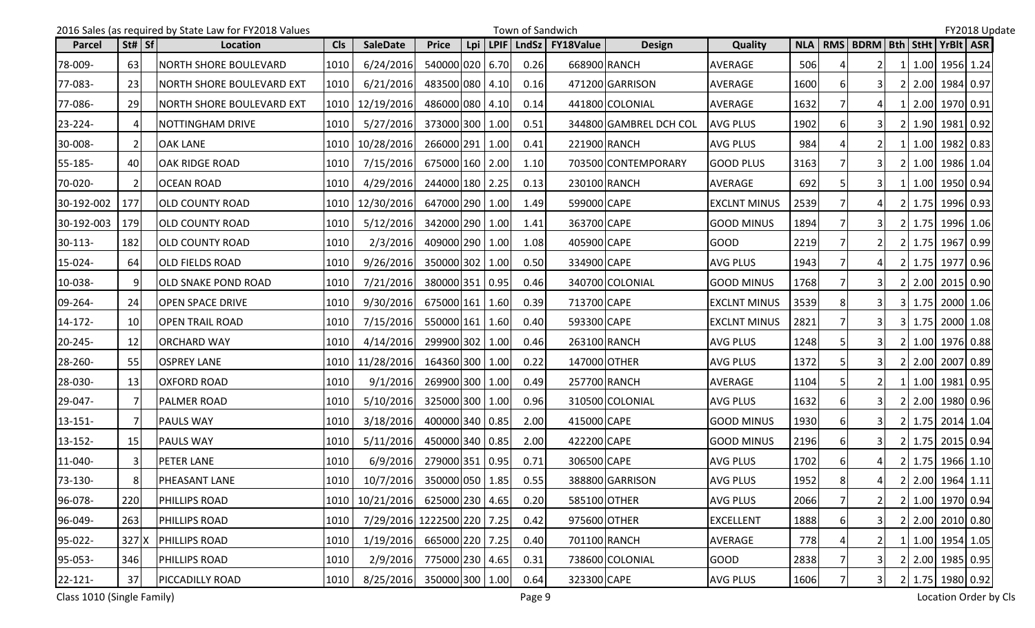2016 Sales (as required by State Law for FY2018 Values — Town of Sandwich — FY2018 Update

| Parcel | St# | Sf | Location | Cls | SaleDate | Price | Lpi | LPIF | LndSz | FY18Value | Design | Quality | NLA | RMS | BDRM | Bth | StHt | YrBlt | ASR |
|---|---|---|---|---|---|---|---|---|---|---|---|---|---|---|---|---|---|---|---|
| 78-009- | 63 | | NORTH SHORE BOULEVARD | 1010 | 6/24/2016 | 540000 | 020 | 6.70 | 0.26 | 668900 | RANCH | AVERAGE | 506 | 4 | 2 | 1 | 1.00 | 1956 | 1.24 |
| 77-083- | 23 | | NORTH SHORE BOULEVARD EXT | 1010 | 6/21/2016 | 483500 | 080 | 4.10 | 0.16 | 471200 | GARRISON | AVERAGE | 1600 | 6 | 3 | 2 | 2.00 | 1984 | 0.97 |
| 77-086- | 29 | | NORTH SHORE BOULEVARD EXT | 1010 | 12/19/2016 | 486000 | 080 | 4.10 | 0.14 | 441800 | COLONIAL | AVERAGE | 1632 | 7 | 4 | 1 | 2.00 | 1970 | 0.91 |
| 23-224- | 4 | | NOTTINGHAM DRIVE | 1010 | 5/27/2016 | 373000 | 300 | 1.00 | 0.51 | 344800 | GAMBREL DCH COL | AVG PLUS | 1902 | 6 | 3 | 2 | 1.90 | 1981 | 0.92 |
| 30-008- | 2 | | OAK LANE | 1010 | 10/28/2016 | 266000 | 291 | 1.00 | 0.41 | 221900 | RANCH | AVG PLUS | 984 | 4 | 2 | 1 | 1.00 | 1982 | 0.83 |
| 55-185- | 40 | | OAK RIDGE ROAD | 1010 | 7/15/2016 | 675000 | 160 | 2.00 | 1.10 | 703500 | CONTEMPORARY | GOOD PLUS | 3163 | 7 | 3 | 2 | 1.00 | 1986 | 1.04 |
| 70-020- | 2 | | OCEAN ROAD | 1010 | 4/29/2016 | 244000 | 180 | 2.25 | 0.13 | 230100 | RANCH | AVERAGE | 692 | 5 | 3 | 1 | 1.00 | 1950 | 0.94 |
| 30-192-002 | 177 | | OLD COUNTY ROAD | 1010 | 12/30/2016 | 647000 | 290 | 1.00 | 1.49 | 599000 | CAPE | EXCLNT MINUS | 2539 | 7 | 4 | 2 | 1.75 | 1996 | 0.93 |
| 30-192-003 | 179 | | OLD COUNTY ROAD | 1010 | 5/12/2016 | 342000 | 290 | 1.00 | 1.41 | 363700 | CAPE | GOOD MINUS | 1894 | 7 | 3 | 2 | 1.75 | 1996 | 1.06 |
| 30-113- | 182 | | OLD COUNTY ROAD | 1010 | 2/3/2016 | 409000 | 290 | 1.00 | 1.08 | 405900 | CAPE | GOOD | 2219 | 7 | 2 | 2 | 1.75 | 1967 | 0.99 |
| 15-024- | 64 | | OLD FIELDS ROAD | 1010 | 9/26/2016 | 350000 | 302 | 1.00 | 0.50 | 334900 | CAPE | AVG PLUS | 1943 | 7 | 4 | 2 | 1.75 | 1977 | 0.96 |
| 10-038- | 9 | | OLD SNAKE POND ROAD | 1010 | 7/21/2016 | 380000 | 351 | 0.95 | 0.46 | 340700 | COLONIAL | GOOD MINUS | 1768 | 7 | 3 | 2 | 2.00 | 2015 | 0.90 |
| 09-264- | 24 | | OPEN SPACE DRIVE | 1010 | 9/30/2016 | 675000 | 161 | 1.60 | 0.39 | 713700 | CAPE | EXCLNT MINUS | 3539 | 8 | 3 | 3 | 1.75 | 2000 | 1.06 |
| 14-172- | 10 | | OPEN TRAIL ROAD | 1010 | 7/15/2016 | 550000 | 161 | 1.60 | 0.40 | 593300 | CAPE | EXCLNT MINUS | 2821 | 7 | 3 | 3 | 1.75 | 2000 | 1.08 |
| 20-245- | 12 | | ORCHARD WAY | 1010 | 4/14/2016 | 299900 | 302 | 1.00 | 0.46 | 263100 | RANCH | AVG PLUS | 1248 | 5 | 3 | 2 | 1.00 | 1976 | 0.88 |
| 28-260- | 55 | | OSPREY LANE | 1010 | 11/28/2016 | 164360 | 300 | 1.00 | 0.22 | 147000 | OTHER | AVG PLUS | 1372 | 5 | 3 | 2 | 2.00 | 2007 | 0.89 |
| 28-030- | 13 | | OXFORD ROAD | 1010 | 9/1/2016 | 269900 | 300 | 1.00 | 0.49 | 257700 | RANCH | AVERAGE | 1104 | 5 | 2 | 1 | 1.00 | 1981 | 0.95 |
| 29-047- | 7 | | PALMER ROAD | 1010 | 5/10/2016 | 325000 | 300 | 1.00 | 0.96 | 310500 | COLONIAL | AVG PLUS | 1632 | 6 | 3 | 2 | 2.00 | 1980 | 0.96 |
| 13-151- | 7 | | PAULS WAY | 1010 | 3/18/2016 | 400000 | 340 | 0.85 | 2.00 | 415000 | CAPE | GOOD MINUS | 1930 | 6 | 3 | 2 | 1.75 | 2014 | 1.04 |
| 13-152- | 15 | | PAULS WAY | 1010 | 5/11/2016 | 450000 | 340 | 0.85 | 2.00 | 422200 | CAPE | GOOD MINUS | 2196 | 6 | 3 | 2 | 1.75 | 2015 | 0.94 |
| 11-040- | 3 | | PETER LANE | 1010 | 6/9/2016 | 279000 | 351 | 0.95 | 0.71 | 306500 | CAPE | AVG PLUS | 1702 | 6 | 4 | 2 | 1.75 | 1966 | 1.10 |
| 73-130- | 8 | | PHEASANT LANE | 1010 | 10/7/2016 | 350000 | 050 | 1.85 | 0.55 | 388800 | GARRISON | AVG PLUS | 1952 | 8 | 4 | 2 | 2.00 | 1964 | 1.11 |
| 96-078- | 220 | | PHILLIPS ROAD | 1010 | 10/21/2016 | 625000 | 230 | 4.65 | 0.20 | 585100 | OTHER | AVG PLUS | 2066 | 7 | 2 | 2 | 1.00 | 1970 | 0.94 |
| 96-049- | 263 | | PHILLIPS ROAD | 1010 | 7/29/2016 | 1222500 | 220 | 7.25 | 0.42 | 975600 | OTHER | EXCELLENT | 1888 | 6 | 3 | 2 | 2.00 | 2010 | 0.80 |
| 95-022- | 327 | X | PHILLIPS ROAD | 1010 | 1/19/2016 | 665000 | 220 | 7.25 | 0.40 | 701100 | RANCH | AVERAGE | 778 | 4 | 2 | 1 | 1.00 | 1954 | 1.05 |
| 95-053- | 346 | | PHILLIPS ROAD | 1010 | 2/9/2016 | 775000 | 230 | 4.65 | 0.31 | 738600 | COLONIAL | GOOD | 2838 | 7 | 3 | 2 | 2.00 | 1985 | 0.95 |
| 22-121- | 37 | | PICCADILLY ROAD | 1010 | 8/25/2016 | 350000 | 300 | 1.00 | 0.64 | 323300 | CAPE | AVG PLUS | 1606 | 7 | 3 | 2 | 1.75 | 1980 | 0.92 |

Class 1010 (Single Family) — Location Order by Cls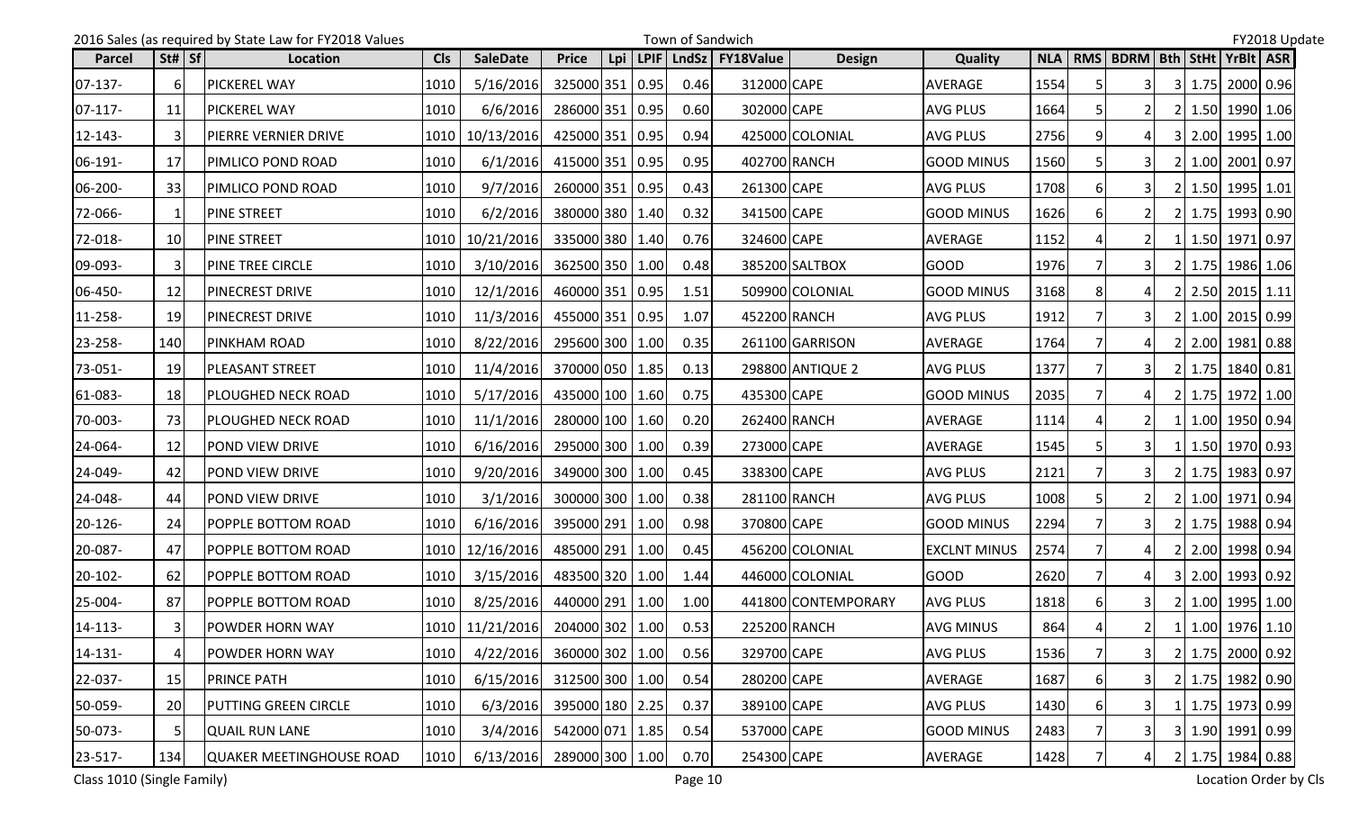2016 Sales (as required by State Law for FY2018 Values | Town of Sandwich | FY2018 Update

| Parcel | St# | Sf | Location | Cls | SaleDate | Price | Lpi | LPIF | LndSz | FY18Value | Design | Quality | NLA | RMS | BDRM | Bth | StHt | YrBlt | ASR |
|---|---|---|---|---|---|---|---|---|---|---|---|---|---|---|---|---|---|---|---|
| 07-137- | 6 | | PICKEREL WAY | 1010 | 5/16/2016 | 325000 | 351 | 0.95 | 0.46 | 312000 | CAPE | AVERAGE | 1554 | 5 | 3 | 3 | 1.75 | 2000 | 0.96 |
| 07-117- | 11 | | PICKEREL WAY | 1010 | 6/6/2016 | 286000 | 351 | 0.95 | 0.60 | 302000 | CAPE | AVG PLUS | 1664 | 5 | 2 | 2 | 1.50 | 1990 | 1.06 |
| 12-143- | 3 | | PIERRE VERNIER DRIVE | 1010 | 10/13/2016 | 425000 | 351 | 0.95 | 0.94 | 425000 | COLONIAL | AVG PLUS | 2756 | 9 | 4 | 3 | 2.00 | 1995 | 1.00 |
| 06-191- | 17 | | PIMLICO POND ROAD | 1010 | 6/1/2016 | 415000 | 351 | 0.95 | 0.95 | 402700 | RANCH | GOOD MINUS | 1560 | 5 | 3 | 2 | 1.00 | 2001 | 0.97 |
| 06-200- | 33 | | PIMLICO POND ROAD | 1010 | 9/7/2016 | 260000 | 351 | 0.95 | 0.43 | 261300 | CAPE | AVG PLUS | 1708 | 6 | 3 | 2 | 1.50 | 1995 | 1.01 |
| 72-066- | 1 | | PINE STREET | 1010 | 6/2/2016 | 380000 | 380 | 1.40 | 0.32 | 341500 | CAPE | GOOD MINUS | 1626 | 6 | 2 | 2 | 1.75 | 1993 | 0.90 |
| 72-018- | 10 | | PINE STREET | 1010 | 10/21/2016 | 335000 | 380 | 1.40 | 0.76 | 324600 | CAPE | AVERAGE | 1152 | 4 | 2 | 1 | 1.50 | 1971 | 0.97 |
| 09-093- | 3 | | PINE TREE CIRCLE | 1010 | 3/10/2016 | 362500 | 350 | 1.00 | 0.48 | 385200 | SALTBOX | GOOD | 1976 | 7 | 3 | 2 | 1.75 | 1986 | 1.06 |
| 06-450- | 12 | | PINECREST DRIVE | 1010 | 12/1/2016 | 460000 | 351 | 0.95 | 1.51 | 509900 | COLONIAL | GOOD MINUS | 3168 | 8 | 4 | 2 | 2.50 | 2015 | 1.11 |
| 11-258- | 19 | | PINECREST DRIVE | 1010 | 11/3/2016 | 455000 | 351 | 0.95 | 1.07 | 452200 | RANCH | AVG PLUS | 1912 | 7 | 3 | 2 | 1.00 | 2015 | 0.99 |
| 23-258- | 140 | | PINKHAM ROAD | 1010 | 8/22/2016 | 295600 | 300 | 1.00 | 0.35 | 261100 | GARRISON | AVERAGE | 1764 | 7 | 4 | 2 | 2.00 | 1981 | 0.88 |
| 73-051- | 19 | | PLEASANT STREET | 1010 | 11/4/2016 | 370000 | 050 | 1.85 | 0.13 | 298800 | ANTIQUE 2 | AVG PLUS | 1377 | 7 | 3 | 2 | 1.75 | 1840 | 0.81 |
| 61-083- | 18 | | PLOUGHED NECK ROAD | 1010 | 5/17/2016 | 435000 | 100 | 1.60 | 0.75 | 435300 | CAPE | GOOD MINUS | 2035 | 7 | 4 | 2 | 1.75 | 1972 | 1.00 |
| 70-003- | 73 | | PLOUGHED NECK ROAD | 1010 | 11/1/2016 | 280000 | 100 | 1.60 | 0.20 | 262400 | RANCH | AVERAGE | 1114 | 4 | 2 | 1 | 1.00 | 1950 | 0.94 |
| 24-064- | 12 | | POND VIEW DRIVE | 1010 | 6/16/2016 | 295000 | 300 | 1.00 | 0.39 | 273000 | CAPE | AVERAGE | 1545 | 5 | 3 | 1 | 1.50 | 1970 | 0.93 |
| 24-049- | 42 | | POND VIEW DRIVE | 1010 | 9/20/2016 | 349000 | 300 | 1.00 | 0.45 | 338300 | CAPE | AVG PLUS | 2121 | 7 | 3 | 2 | 1.75 | 1983 | 0.97 |
| 24-048- | 44 | | POND VIEW DRIVE | 1010 | 3/1/2016 | 300000 | 300 | 1.00 | 0.38 | 281100 | RANCH | AVG PLUS | 1008 | 5 | 2 | 2 | 1.00 | 1971 | 0.94 |
| 20-126- | 24 | | POPPLE BOTTOM ROAD | 1010 | 6/16/2016 | 395000 | 291 | 1.00 | 0.98 | 370800 | CAPE | GOOD MINUS | 2294 | 7 | 3 | 2 | 1.75 | 1988 | 0.94 |
| 20-087- | 47 | | POPPLE BOTTOM ROAD | 1010 | 12/16/2016 | 485000 | 291 | 1.00 | 0.45 | 456200 | COLONIAL | EXCLNT MINUS | 2574 | 7 | 4 | 2 | 2.00 | 1998 | 0.94 |
| 20-102- | 62 | | POPPLE BOTTOM ROAD | 1010 | 3/15/2016 | 483500 | 320 | 1.00 | 1.44 | 446000 | COLONIAL | GOOD | 2620 | 7 | 4 | 3 | 2.00 | 1993 | 0.92 |
| 25-004- | 87 | | POPPLE BOTTOM ROAD | 1010 | 8/25/2016 | 440000 | 291 | 1.00 | 1.00 | 441800 | CONTEMPORARY | AVG PLUS | 1818 | 6 | 3 | 2 | 1.00 | 1995 | 1.00 |
| 14-113- | 3 | | POWDER HORN WAY | 1010 | 11/21/2016 | 204000 | 302 | 1.00 | 0.53 | 225200 | RANCH | AVG MINUS | 864 | 4 | 2 | 1 | 1.00 | 1976 | 1.10 |
| 14-131- | 4 | | POWDER HORN WAY | 1010 | 4/22/2016 | 360000 | 302 | 1.00 | 0.56 | 329700 | CAPE | AVG PLUS | 1536 | 7 | 3 | 2 | 1.75 | 2000 | 0.92 |
| 22-037- | 15 | | PRINCE PATH | 1010 | 6/15/2016 | 312500 | 300 | 1.00 | 0.54 | 280200 | CAPE | AVERAGE | 1687 | 6 | 3 | 2 | 1.75 | 1982 | 0.90 |
| 50-059- | 20 | | PUTTING GREEN CIRCLE | 1010 | 6/3/2016 | 395000 | 180 | 2.25 | 0.37 | 389100 | CAPE | AVG PLUS | 1430 | 6 | 3 | 1 | 1.75 | 1973 | 0.99 |
| 50-073- | 5 | | QUAIL RUN LANE | 1010 | 3/4/2016 | 542000 | 071 | 1.85 | 0.54 | 537000 | CAPE | GOOD MINUS | 2483 | 7 | 3 | 3 | 1.90 | 1991 | 0.99 |
| 23-517- | 134 | | QUAKER MEETINGHOUSE ROAD | 1010 | 6/13/2016 | 289000 | 300 | 1.00 | 0.70 | 254300 | CAPE | AVERAGE | 1428 | 7 | 4 | 2 | 1.75 | 1984 | 0.88 |

Class 1010 (Single Family) | Location Order by Cls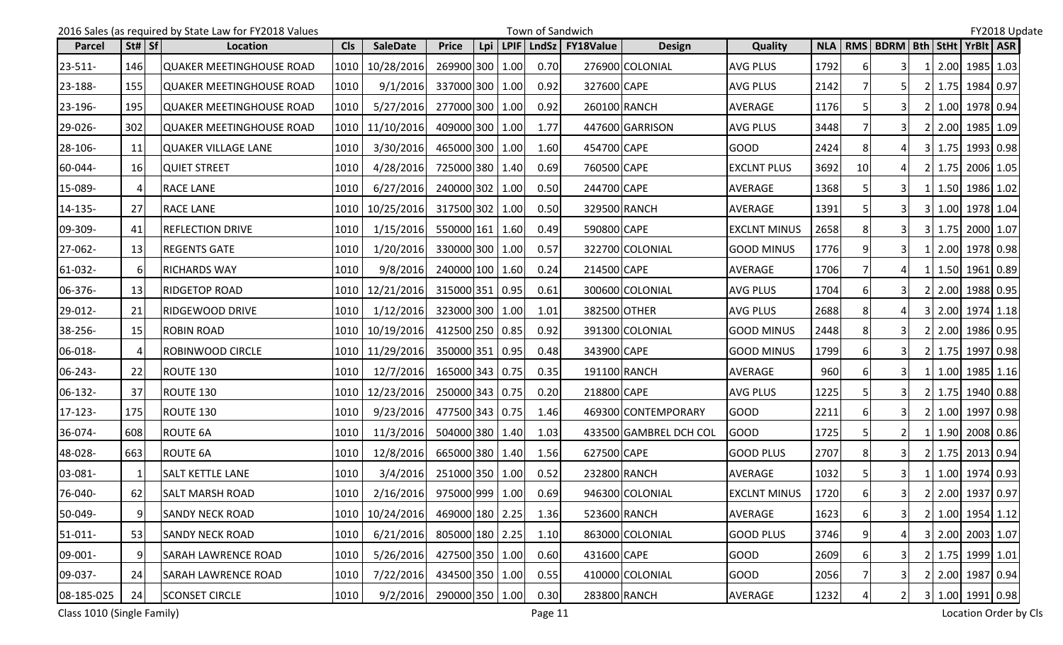2016 Sales (as required by State Law for FY2018 Values — Town of Sandwich — FY2018 Update

| Parcel | St# | Sf | Location | Cls | SaleDate | Price | Lpi | LPIF | LndSz | FY18Value | Design | Quality | NLA | RMS | BDRM | Bth | StHt | YrBlt | ASR |
|---|---|---|---|---|---|---|---|---|---|---|---|---|---|---|---|---|---|---|---|
| 23-511- | 146 | | QUAKER MEETINGHOUSE ROAD | 1010 | 10/28/2016 | 269900 | 300 | 1.00 | 0.70 | 276900 | COLONIAL | AVG PLUS | 1792 | 6 | 3 | 1 | 2.00 | 1985 | 1.03 |
| 23-188- | 155 | | QUAKER MEETINGHOUSE ROAD | 1010 | 9/1/2016 | 337000 | 300 | 1.00 | 0.92 | 327600 | CAPE | AVG PLUS | 2142 | 7 | 5 | 2 | 1.75 | 1984 | 0.97 |
| 23-196- | 195 | | QUAKER MEETINGHOUSE ROAD | 1010 | 5/27/2016 | 277000 | 300 | 1.00 | 0.92 | 260100 | RANCH | AVERAGE | 1176 | 5 | 3 | 2 | 1.00 | 1978 | 0.94 |
| 29-026- | 302 | | QUAKER MEETINGHOUSE ROAD | 1010 | 11/10/2016 | 409000 | 300 | 1.00 | 1.77 | 447600 | GARRISON | AVG PLUS | 3448 | 7 | 3 | 2 | 2.00 | 1985 | 1.09 |
| 28-106- | 11 | | QUAKER VILLAGE LANE | 1010 | 3/30/2016 | 465000 | 300 | 1.00 | 1.60 | 454700 | CAPE | GOOD | 2424 | 8 | 4 | 3 | 1.75 | 1993 | 0.98 |
| 60-044- | 16 | | QUIET STREET | 1010 | 4/28/2016 | 725000 | 380 | 1.40 | 0.69 | 760500 | CAPE | EXCLNT PLUS | 3692 | 10 | 4 | 2 | 1.75 | 2006 | 1.05 |
| 15-089- | 4 | | RACE LANE | 1010 | 6/27/2016 | 240000 | 302 | 1.00 | 0.50 | 244700 | CAPE | AVERAGE | 1368 | 5 | 3 | 1 | 1.50 | 1986 | 1.02 |
| 14-135- | 27 | | RACE LANE | 1010 | 10/25/2016 | 317500 | 302 | 1.00 | 0.50 | 329500 | RANCH | AVERAGE | 1391 | 5 | 3 | 3 | 1.00 | 1978 | 1.04 |
| 09-309- | 41 | | REFLECTION DRIVE | 1010 | 1/15/2016 | 550000 | 161 | 1.60 | 0.49 | 590800 | CAPE | EXCLNT MINUS | 2658 | 8 | 3 | 3 | 1.75 | 2000 | 1.07 |
| 27-062- | 13 | | REGENTS GATE | 1010 | 1/20/2016 | 330000 | 300 | 1.00 | 0.57 | 322700 | COLONIAL | GOOD MINUS | 1776 | 9 | 3 | 1 | 2.00 | 1978 | 0.98 |
| 61-032- | 6 | | RICHARDS WAY | 1010 | 9/8/2016 | 240000 | 100 | 1.60 | 0.24 | 214500 | CAPE | AVERAGE | 1706 | 7 | 4 | 1 | 1.50 | 1961 | 0.89 |
| 06-376- | 13 | | RIDGETOP ROAD | 1010 | 12/21/2016 | 315000 | 351 | 0.95 | 0.61 | 300600 | COLONIAL | AVG PLUS | 1704 | 6 | 3 | 2 | 2.00 | 1988 | 0.95 |
| 29-012- | 21 | | RIDGEWOOD DRIVE | 1010 | 1/12/2016 | 323000 | 300 | 1.00 | 1.01 | 382500 | OTHER | AVG PLUS | 2688 | 8 | 4 | 3 | 2.00 | 1974 | 1.18 |
| 38-256- | 15 | | ROBIN ROAD | 1010 | 10/19/2016 | 412500 | 250 | 0.85 | 0.92 | 391300 | COLONIAL | GOOD MINUS | 2448 | 8 | 3 | 2 | 2.00 | 1986 | 0.95 |
| 06-018- | 4 | | ROBINWOOD CIRCLE | 1010 | 11/29/2016 | 350000 | 351 | 0.95 | 0.48 | 343900 | CAPE | GOOD MINUS | 1799 | 6 | 3 | 2 | 1.75 | 1997 | 0.98 |
| 06-243- | 22 | | ROUTE 130 | 1010 | 12/7/2016 | 165000 | 343 | 0.75 | 0.35 | 191100 | RANCH | AVERAGE | 960 | 6 | 3 | 1 | 1.00 | 1985 | 1.16 |
| 06-132- | 37 | | ROUTE 130 | 1010 | 12/23/2016 | 250000 | 343 | 0.75 | 0.20 | 218800 | CAPE | AVG PLUS | 1225 | 5 | 3 | 2 | 1.75 | 1940 | 0.88 |
| 17-123- | 175 | | ROUTE 130 | 1010 | 9/23/2016 | 477500 | 343 | 0.75 | 1.46 | 469300 | CONTEMPORARY | GOOD | 2211 | 6 | 3 | 2 | 1.00 | 1997 | 0.98 |
| 36-074- | 608 | | ROUTE 6A | 1010 | 11/3/2016 | 504000 | 380 | 1.40 | 1.03 | 433500 | GAMBREL DCH COL | GOOD | 1725 | 5 | 2 | 1 | 1.90 | 2008 | 0.86 |
| 48-028- | 663 | | ROUTE 6A | 1010 | 12/8/2016 | 665000 | 380 | 1.40 | 1.56 | 627500 | CAPE | GOOD PLUS | 2707 | 8 | 3 | 2 | 1.75 | 2013 | 0.94 |
| 03-081- | 1 | | SALT KETTLE LANE | 1010 | 3/4/2016 | 251000 | 350 | 1.00 | 0.52 | 232800 | RANCH | AVERAGE | 1032 | 5 | 3 | 1 | 1.00 | 1974 | 0.93 |
| 76-040- | 62 | | SALT MARSH ROAD | 1010 | 2/16/2016 | 975000 | 999 | 1.00 | 0.69 | 946300 | COLONIAL | EXCLNT MINUS | 1720 | 6 | 3 | 2 | 2.00 | 1937 | 0.97 |
| 50-049- | 9 | | SANDY NECK ROAD | 1010 | 10/24/2016 | 469000 | 180 | 2.25 | 1.36 | 523600 | RANCH | AVERAGE | 1623 | 6 | 3 | 2 | 1.00 | 1954 | 1.12 |
| 51-011- | 53 | | SANDY NECK ROAD | 1010 | 6/21/2016 | 805000 | 180 | 2.25 | 1.10 | 863000 | COLONIAL | GOOD PLUS | 3746 | 9 | 4 | 3 | 2.00 | 2003 | 1.07 |
| 09-001- | 9 | | SARAH LAWRENCE ROAD | 1010 | 5/26/2016 | 427500 | 350 | 1.00 | 0.60 | 431600 | CAPE | GOOD | 2609 | 6 | 3 | 2 | 1.75 | 1999 | 1.01 |
| 09-037- | 24 | | SARAH LAWRENCE ROAD | 1010 | 7/22/2016 | 434500 | 350 | 1.00 | 0.55 | 410000 | COLONIAL | GOOD | 2056 | 7 | 3 | 2 | 2.00 | 1987 | 0.94 |
| 08-185-025 | 24 | | SCONSET CIRCLE | 1010 | 9/2/2016 | 290000 | 350 | 1.00 | 0.30 | 283800 | RANCH | AVERAGE | 1232 | 4 | 2 | 3 | 1.00 | 1991 | 0.98 |

Class 1010 (Single Family) — Location Order by Cls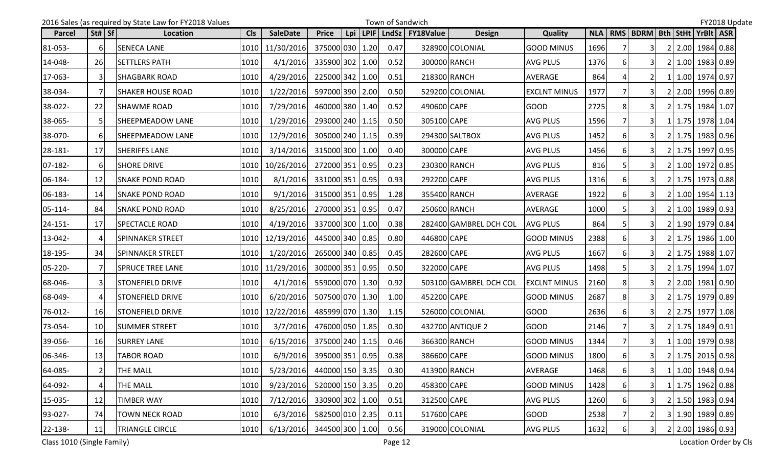2016 Sales (as required by State Law for FY2018 Values | Town of Sandwich | FY2018 Update

| Parcel | St# | Sf | Location | Cls | SaleDate | Price | Lpi | LPIF | LndSz | FY18Value | Design | Quality | NLA | RMS | BDRM | Bth | StHt | YrBlt | ASR |
|---|---|---|---|---|---|---|---|---|---|---|---|---|---|---|---|---|---|---|---|
| 81-053- | 6 | | SENECA LANE | 1010 | 11/30/2016 | 375000 | 030 | 1.20 | 0.47 | 328900 | COLONIAL | GOOD MINUS | 1696 | 7 | 3 | 2 | 2.00 | 1984 | 0.88 |
| 14-048- | 26 | | SETTLERS PATH | 1010 | 4/1/2016 | 335900 | 302 | 1.00 | 0.52 | 300000 | RANCH | AVG PLUS | 1376 | 6 | 3 | 2 | 1.00 | 1983 | 0.89 |
| 17-063- | 3 | | SHAGBARK ROAD | 1010 | 4/29/2016 | 225000 | 342 | 1.00 | 0.51 | 218300 | RANCH | AVERAGE | 864 | 4 | 2 | 1 | 1.00 | 1974 | 0.97 |
| 38-034- | 7 | | SHAKER HOUSE ROAD | 1010 | 1/22/2016 | 597000 | 390 | 2.00 | 0.50 | 529200 | COLONIAL | EXCLNT MINUS | 1977 | 7 | 3 | 2 | 2.00 | 1996 | 0.89 |
| 38-022- | 22 | | SHAWME ROAD | 1010 | 7/29/2016 | 460000 | 380 | 1.40 | 0.52 | 490600 | CAPE | GOOD | 2725 | 8 | 3 | 2 | 1.75 | 1984 | 1.07 |
| 38-065- | 5 | | SHEEPMEADOW LANE | 1010 | 1/29/2016 | 293000 | 240 | 1.15 | 0.50 | 305100 | CAPE | AVG PLUS | 1596 | 7 | 3 | 1 | 1.75 | 1978 | 1.04 |
| 38-070- | 6 | | SHEEPMEADOW LANE | 1010 | 12/9/2016 | 305000 | 240 | 1.15 | 0.39 | 294300 | SALTBOX | AVG PLUS | 1452 | 6 | 3 | 2 | 1.75 | 1983 | 0.96 |
| 28-181- | 17 | | SHERIFFS LANE | 1010 | 3/14/2016 | 315000 | 300 | 1.00 | 0.40 | 300000 | CAPE | AVG PLUS | 1456 | 6 | 3 | 2 | 1.75 | 1997 | 0.95 |
| 07-182- | 6 | | SHORE DRIVE | 1010 | 10/26/2016 | 272000 | 351 | 0.95 | 0.23 | 230300 | RANCH | AVG PLUS | 816 | 5 | 3 | 2 | 1.00 | 1972 | 0.85 |
| 06-184- | 12 | | SNAKE POND ROAD | 1010 | 8/1/2016 | 331000 | 351 | 0.95 | 0.93 | 292200 | CAPE | AVG PLUS | 1316 | 6 | 3 | 2 | 1.75 | 1973 | 0.88 |
| 06-183- | 14 | | SNAKE POND ROAD | 1010 | 9/1/2016 | 315000 | 351 | 0.95 | 1.28 | 355400 | RANCH | AVERAGE | 1922 | 6 | 3 | 2 | 1.00 | 1954 | 1.13 |
| 05-114- | 84 | | SNAKE POND ROAD | 1010 | 8/25/2016 | 270000 | 351 | 0.95 | 0.47 | 250600 | RANCH | AVERAGE | 1000 | 5 | 3 | 2 | 1.00 | 1989 | 0.93 |
| 24-151- | 17 | | SPECTACLE ROAD | 1010 | 4/19/2016 | 337000 | 300 | 1.00 | 0.38 | 282400 | GAMBREL DCH COL | AVG PLUS | 864 | 5 | 3 | 2 | 1.90 | 1979 | 0.84 |
| 13-042- | 4 | | SPINNAKER STREET | 1010 | 12/19/2016 | 445000 | 340 | 0.85 | 0.80 | 446800 | CAPE | GOOD MINUS | 2388 | 6 | 3 | 2 | 1.75 | 1986 | 1.00 |
| 18-195- | 34 | | SPINNAKER STREET | 1010 | 1/20/2016 | 265000 | 340 | 0.85 | 0.45 | 282600 | CAPE | AVG PLUS | 1667 | 6 | 3 | 2 | 1.75 | 1988 | 1.07 |
| 05-220- | 7 | | SPRUCE TREE LANE | 1010 | 11/29/2016 | 300000 | 351 | 0.95 | 0.50 | 322000 | CAPE | AVG PLUS | 1498 | 5 | 3 | 2 | 1.75 | 1994 | 1.07 |
| 68-046- | 3 | | STONEFIELD DRIVE | 1010 | 4/1/2016 | 559000 | 070 | 1.30 | 0.92 | 503100 | GAMBREL DCH COL | EXCLNT MINUS | 2160 | 8 | 3 | 2 | 2.00 | 1981 | 0.90 |
| 68-049- | 4 | | STONEFIELD DRIVE | 1010 | 6/20/2016 | 507500 | 070 | 1.30 | 1.00 | 452200 | CAPE | GOOD MINUS | 2687 | 8 | 3 | 2 | 1.75 | 1979 | 0.89 |
| 76-012- | 16 | | STONEFIELD DRIVE | 1010 | 12/22/2016 | 485999 | 070 | 1.30 | 1.15 | 526000 | COLONIAL | GOOD | 2636 | 6 | 3 | 2 | 2.75 | 1977 | 1.08 |
| 73-054- | 10 | | SUMMER STREET | 1010 | 3/7/2016 | 476000 | 050 | 1.85 | 0.30 | 432700 | ANTIQUE 2 | GOOD | 2146 | 7 | 3 | 2 | 1.75 | 1849 | 0.91 |
| 39-056- | 16 | | SURREY LANE | 1010 | 6/15/2016 | 375000 | 240 | 1.15 | 0.46 | 366300 | RANCH | GOOD MINUS | 1344 | 7 | 3 | 1 | 1.00 | 1979 | 0.98 |
| 06-346- | 13 | | TABOR ROAD | 1010 | 6/9/2016 | 395000 | 351 | 0.95 | 0.38 | 386600 | CAPE | GOOD MINUS | 1800 | 6 | 3 | 2 | 1.75 | 2015 | 0.98 |
| 64-085- | 2 | | THE MALL | 1010 | 5/23/2016 | 440000 | 150 | 3.35 | 0.30 | 413900 | RANCH | AVERAGE | 1468 | 6 | 3 | 1 | 1.00 | 1948 | 0.94 |
| 64-092- | 4 | | THE MALL | 1010 | 9/23/2016 | 520000 | 150 | 3.35 | 0.20 | 458300 | CAPE | GOOD MINUS | 1428 | 6 | 3 | 1 | 1.75 | 1962 | 0.88 |
| 15-035- | 12 | | TIMBER WAY | 1010 | 7/12/2016 | 330900 | 302 | 1.00 | 0.51 | 312500 | CAPE | AVG PLUS | 1260 | 6 | 3 | 2 | 1.50 | 1983 | 0.94 |
| 93-027- | 74 | | TOWN NECK ROAD | 1010 | 6/3/2016 | 582500 | 010 | 2.35 | 0.11 | 517600 | CAPE | GOOD | 2538 | 7 | 2 | 3 | 1.90 | 1989 | 0.89 |
| 22-138- | 11 | | TRIANGLE CIRCLE | 1010 | 6/13/2016 | 344500 | 300 | 1.00 | 0.56 | 319000 | COLONIAL | AVG PLUS | 1632 | 6 | 3 | 2 | 2.00 | 1986 | 0.93 |

Class 1010 (Single Family) | Location Order by Cls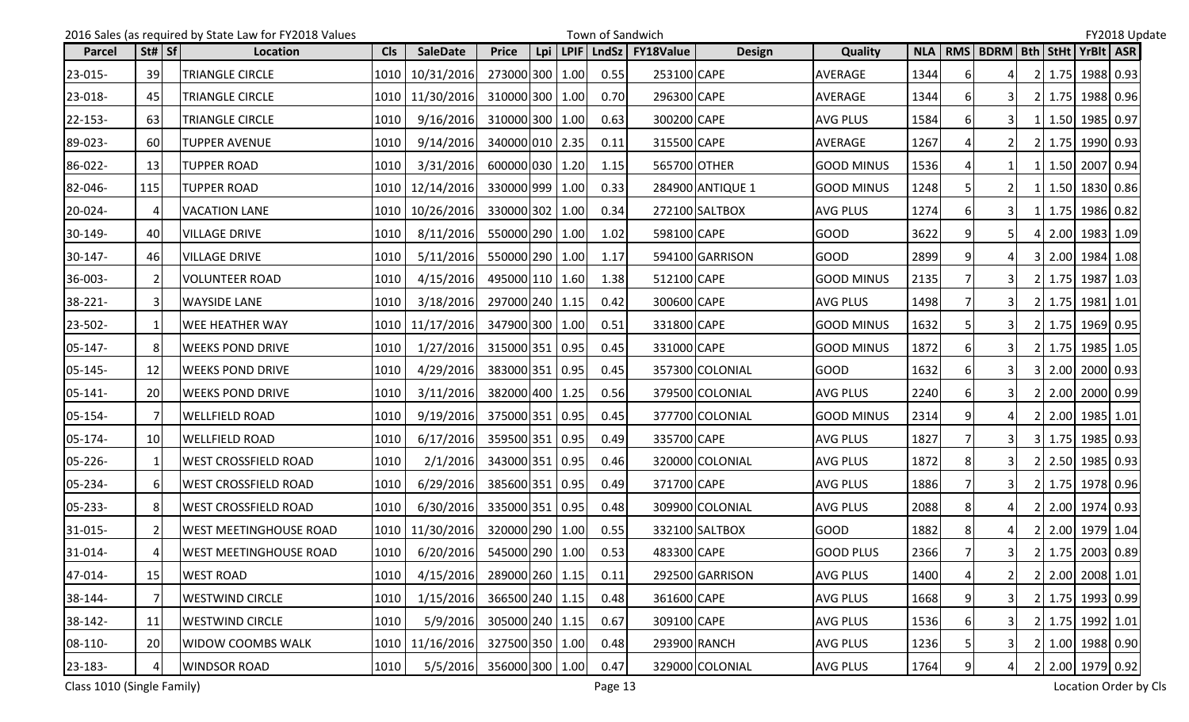2016 Sales (as required by State Law for FY2018 Values — Town of Sandwich — FY2018 Update

| Parcel | St# | Sf | Location | Cls | SaleDate | Price | Lpi | LPIF | LndSz | FY18Value | Design | Quality | NLA | RMS | BDRM | Bth | StHt | YrBlt | ASR |
|---|---|---|---|---|---|---|---|---|---|---|---|---|---|---|---|---|---|---|---|
| 23-015- | 39 | | TRIANGLE CIRCLE | 1010 | 10/31/2016 | 273000 | 300 | 1.00 | 0.55 | 253100 | CAPE | AVERAGE | 1344 | 6 | 4 | 2 | 1.75 | 1988 | 0.93 |
| 23-018- | 45 | | TRIANGLE CIRCLE | 1010 | 11/30/2016 | 310000 | 300 | 1.00 | 0.70 | 296300 | CAPE | AVERAGE | 1344 | 6 | 3 | 2 | 1.75 | 1988 | 0.96 |
| 22-153- | 63 | | TRIANGLE CIRCLE | 1010 | 9/16/2016 | 310000 | 300 | 1.00 | 0.63 | 300200 | CAPE | AVG PLUS | 1584 | 6 | 3 | 1 | 1.50 | 1985 | 0.97 |
| 89-023- | 60 | | TUPPER AVENUE | 1010 | 9/14/2016 | 340000 | 010 | 2.35 | 0.11 | 315500 | CAPE | AVERAGE | 1267 | 4 | 2 | 2 | 1.75 | 1990 | 0.93 |
| 86-022- | 13 | | TUPPER ROAD | 1010 | 3/31/2016 | 600000 | 030 | 1.20 | 1.15 | 565700 | OTHER | GOOD MINUS | 1536 | 4 | 1 | 1 | 1.50 | 2007 | 0.94 |
| 82-046- | 115 | | TUPPER ROAD | 1010 | 12/14/2016 | 330000 | 999 | 1.00 | 0.33 | 284900 | ANTIQUE 1 | GOOD MINUS | 1248 | 5 | 2 | 1 | 1.50 | 1830 | 0.86 |
| 20-024- | 4 | | VACATION LANE | 1010 | 10/26/2016 | 330000 | 302 | 1.00 | 0.34 | 272100 | SALTBOX | AVG PLUS | 1274 | 6 | 3 | 1 | 1.75 | 1986 | 0.82 |
| 30-149- | 40 | | VILLAGE DRIVE | 1010 | 8/11/2016 | 550000 | 290 | 1.00 | 1.02 | 598100 | CAPE | GOOD | 3622 | 9 | 5 | 4 | 2.00 | 1983 | 1.09 |
| 30-147- | 46 | | VILLAGE DRIVE | 1010 | 5/11/2016 | 550000 | 290 | 1.00 | 1.17 | 594100 | GARRISON | GOOD | 2899 | 9 | 4 | 3 | 2.00 | 1984 | 1.08 |
| 36-003- | 2 | | VOLUNTEER ROAD | 1010 | 4/15/2016 | 495000 | 110 | 1.60 | 1.38 | 512100 | CAPE | GOOD MINUS | 2135 | 7 | 3 | 2 | 1.75 | 1987 | 1.03 |
| 38-221- | 3 | | WAYSIDE LANE | 1010 | 3/18/2016 | 297000 | 240 | 1.15 | 0.42 | 300600 | CAPE | AVG PLUS | 1498 | 7 | 3 | 2 | 1.75 | 1981 | 1.01 |
| 23-502- | 1 | | WEE HEATHER WAY | 1010 | 11/17/2016 | 347900 | 300 | 1.00 | 0.51 | 331800 | CAPE | GOOD MINUS | 1632 | 5 | 3 | 2 | 1.75 | 1969 | 0.95 |
| 05-147- | 8 | | WEEKS POND DRIVE | 1010 | 1/27/2016 | 315000 | 351 | 0.95 | 0.45 | 331000 | CAPE | GOOD MINUS | 1872 | 6 | 3 | 2 | 1.75 | 1985 | 1.05 |
| 05-145- | 12 | | WEEKS POND DRIVE | 1010 | 4/29/2016 | 383000 | 351 | 0.95 | 0.45 | 357300 | COLONIAL | GOOD | 1632 | 6 | 3 | 3 | 2.00 | 2000 | 0.93 |
| 05-141- | 20 | | WEEKS POND DRIVE | 1010 | 3/11/2016 | 382000 | 400 | 1.25 | 0.56 | 379500 | COLONIAL | AVG PLUS | 2240 | 6 | 3 | 2 | 2.00 | 2000 | 0.99 |
| 05-154- | 7 | | WELLFIELD ROAD | 1010 | 9/19/2016 | 375000 | 351 | 0.95 | 0.45 | 377700 | COLONIAL | GOOD MINUS | 2314 | 9 | 4 | 2 | 2.00 | 1985 | 1.01 |
| 05-174- | 10 | | WELLFIELD ROAD | 1010 | 6/17/2016 | 359500 | 351 | 0.95 | 0.49 | 335700 | CAPE | AVG PLUS | 1827 | 7 | 3 | 3 | 1.75 | 1985 | 0.93 |
| 05-226- | 1 | | WEST CROSSFIELD ROAD | 1010 | 2/1/2016 | 343000 | 351 | 0.95 | 0.46 | 320000 | COLONIAL | AVG PLUS | 1872 | 8 | 3 | 2 | 2.50 | 1985 | 0.93 |
| 05-234- | 6 | | WEST CROSSFIELD ROAD | 1010 | 6/29/2016 | 385600 | 351 | 0.95 | 0.49 | 371700 | CAPE | AVG PLUS | 1886 | 7 | 3 | 2 | 1.75 | 1978 | 0.96 |
| 05-233- | 8 | | WEST CROSSFIELD ROAD | 1010 | 6/30/2016 | 335000 | 351 | 0.95 | 0.48 | 309900 | COLONIAL | AVG PLUS | 2088 | 8 | 4 | 2 | 2.00 | 1974 | 0.93 |
| 31-015- | 2 | | WEST MEETINGHOUSE ROAD | 1010 | 11/30/2016 | 320000 | 290 | 1.00 | 0.55 | 332100 | SALTBOX | GOOD | 1882 | 8 | 4 | 2 | 2.00 | 1979 | 1.04 |
| 31-014- | 4 | | WEST MEETINGHOUSE ROAD | 1010 | 6/20/2016 | 545000 | 290 | 1.00 | 0.53 | 483300 | CAPE | GOOD PLUS | 2366 | 7 | 3 | 2 | 1.75 | 2003 | 0.89 |
| 47-014- | 15 | | WEST ROAD | 1010 | 4/15/2016 | 289000 | 260 | 1.15 | 0.11 | 292500 | GARRISON | AVG PLUS | 1400 | 4 | 2 | 2 | 2.00 | 2008 | 1.01 |
| 38-144- | 7 | | WESTWIND CIRCLE | 1010 | 1/15/2016 | 366500 | 240 | 1.15 | 0.48 | 361600 | CAPE | AVG PLUS | 1668 | 9 | 3 | 2 | 1.75 | 1993 | 0.99 |
| 38-142- | 11 | | WESTWIND CIRCLE | 1010 | 5/9/2016 | 305000 | 240 | 1.15 | 0.67 | 309100 | CAPE | AVG PLUS | 1536 | 6 | 3 | 2 | 1.75 | 1992 | 1.01 |
| 08-110- | 20 | | WIDOW COOMBS WALK | 1010 | 11/16/2016 | 327500 | 350 | 1.00 | 0.48 | 293900 | RANCH | AVG PLUS | 1236 | 5 | 3 | 2 | 1.00 | 1988 | 0.90 |
| 23-183- | 4 | | WINDSOR ROAD | 1010 | 5/5/2016 | 356000 | 300 | 1.00 | 0.47 | 329000 | COLONIAL | AVG PLUS | 1764 | 9 | 4 | 2 | 2.00 | 1979 | 0.92 |

Class 1010 (Single Family) — Location Order by Cls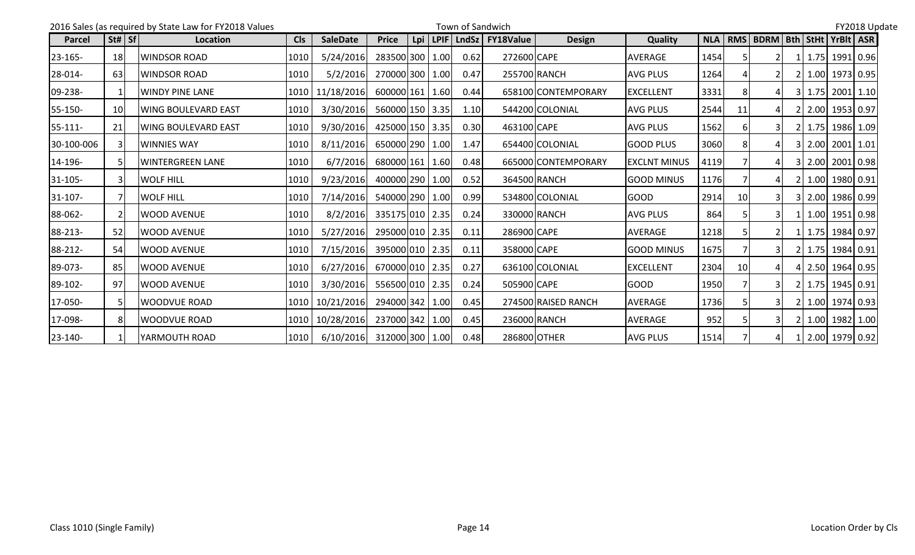2016 Sales (as required by State Law for FY2018 Values — Town of Sandwich — FY2018 Update

| Parcel | St# | Sf | Location | Cls | SaleDate | Price | Lpi | LPIF | LndSz | FY18Value | Design | Quality | NLA | RMS | BDRM | Bth | StHt | YrBlt | ASR |
|---|---|---|---|---|---|---|---|---|---|---|---|---|---|---|---|---|---|---|---|
| 23-165- | 18 | | WINDSOR ROAD | 1010 | 5/24/2016 | 283500 | 300 | 1.00 | 0.62 | 272600 | CAPE | AVERAGE | 1454 | 5 | 2 | 1 | 1.75 | 1991 | 0.96 |
| 28-014- | 63 | | WINDSOR ROAD | 1010 | 5/2/2016 | 270000 | 300 | 1.00 | 0.47 | 255700 | RANCH | AVG PLUS | 1264 | 4 | 2 | 2 | 1.00 | 1973 | 0.95 |
| 09-238- | 1 | | WINDY PINE LANE | 1010 | 11/18/2016 | 600000 | 161 | 1.60 | 0.44 | 658100 | CONTEMPORARY | EXCELLENT | 3331 | 8 | 4 | 3 | 1.75 | 2001 | 1.10 |
| 55-150- | 10 | | WING BOULEVARD EAST | 1010 | 3/30/2016 | 560000 | 150 | 3.35 | 1.10 | 544200 | COLONIAL | AVG PLUS | 2544 | 11 | 4 | 2 | 2.00 | 1953 | 0.97 |
| 55-111- | 21 | | WING BOULEVARD EAST | 1010 | 9/30/2016 | 425000 | 150 | 3.35 | 0.30 | 463100 | CAPE | AVG PLUS | 1562 | 6 | 3 | 2 | 1.75 | 1986 | 1.09 |
| 30-100-006 | 3 | | WINNIES WAY | 1010 | 8/11/2016 | 650000 | 290 | 1.00 | 1.47 | 654400 | COLONIAL | GOOD PLUS | 3060 | 8 | 4 | 3 | 2.00 | 2001 | 1.01 |
| 14-196- | 5 | | WINTERGREEN LANE | 1010 | 6/7/2016 | 680000 | 161 | 1.60 | 0.48 | 665000 | CONTEMPORARY | EXCLNT MINUS | 4119 | 7 | 4 | 3 | 2.00 | 2001 | 0.98 |
| 31-105- | 3 | | WOLF HILL | 1010 | 9/23/2016 | 400000 | 290 | 1.00 | 0.52 | 364500 | RANCH | GOOD MINUS | 1176 | 7 | 4 | 2 | 1.00 | 1980 | 0.91 |
| 31-107- | 7 | | WOLF HILL | 1010 | 7/14/2016 | 540000 | 290 | 1.00 | 0.99 | 534800 | COLONIAL | GOOD | 2914 | 10 | 3 | 3 | 2.00 | 1986 | 0.99 |
| 88-062- | 2 | | WOOD AVENUE | 1010 | 8/2/2016 | 335175 | 010 | 2.35 | 0.24 | 330000 | RANCH | AVG PLUS | 864 | 5 | 3 | 1 | 1.00 | 1951 | 0.98 |
| 88-213- | 52 | | WOOD AVENUE | 1010 | 5/27/2016 | 295000 | 010 | 2.35 | 0.11 | 286900 | CAPE | AVERAGE | 1218 | 5 | 2 | 1 | 1.75 | 1984 | 0.97 |
| 88-212- | 54 | | WOOD AVENUE | 1010 | 7/15/2016 | 395000 | 010 | 2.35 | 0.11 | 358000 | CAPE | GOOD MINUS | 1675 | 7 | 3 | 2 | 1.75 | 1984 | 0.91 |
| 89-073- | 85 | | WOOD AVENUE | 1010 | 6/27/2016 | 670000 | 010 | 2.35 | 0.27 | 636100 | COLONIAL | EXCELLENT | 2304 | 10 | 4 | 4 | 2.50 | 1964 | 0.95 |
| 89-102- | 97 | | WOOD AVENUE | 1010 | 3/30/2016 | 556500 | 010 | 2.35 | 0.24 | 505900 | CAPE | GOOD | 1950 | 7 | 3 | 2 | 1.75 | 1945 | 0.91 |
| 17-050- | 5 | | WOODVUE ROAD | 1010 | 10/21/2016 | 294000 | 342 | 1.00 | 0.45 | 274500 | RAISED RANCH | AVERAGE | 1736 | 5 | 3 | 2 | 1.00 | 1974 | 0.93 |
| 17-098- | 8 | | WOODVUE ROAD | 1010 | 10/28/2016 | 237000 | 342 | 1.00 | 0.45 | 236000 | RANCH | AVERAGE | 952 | 5 | 3 | 2 | 1.00 | 1982 | 1.00 |
| 23-140- | 1 | | YARMOUTH ROAD | 1010 | 6/10/2016 | 312000 | 300 | 1.00 | 0.48 | 286800 | OTHER | AVG PLUS | 1514 | 7 | 4 | 1 | 2.00 | 1979 | 0.92 |

Class 1010 (Single Family) — Location Order by Cls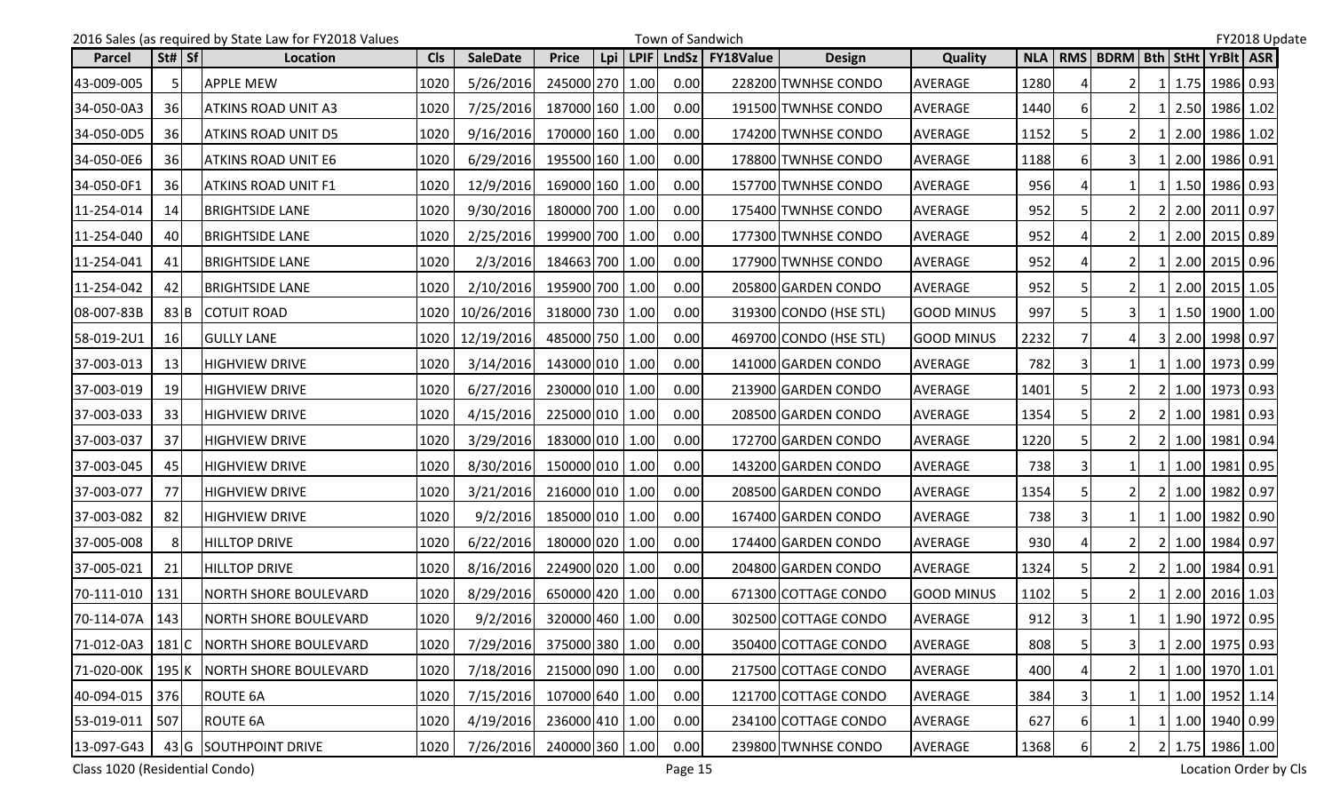2016 Sales (as required by State Law for FY2018 Values — Town of Sandwich — FY2018 Update

| Parcel | St# | Sf | Location | Cls | SaleDate | Price | Lpi | LPIF | LndSz | FY18Value | Design | Quality | NLA | RMS | BDRM | Bth | StHt | YrBlt | ASR |
|---|---|---|---|---|---|---|---|---|---|---|---|---|---|---|---|---|---|---|---|
| 43-009-005 | 5 | | APPLE MEW | 1020 | 5/26/2016 | 245000 | 270 | 1.00 | 0.00 | 228200 | TWNHSE CONDO | AVERAGE | 1280 | 4 | 2 | 1 | 1.75 | 1986 | 0.93 |
| 34-050-0A3 | 36 | | ATKINS ROAD UNIT A3 | 1020 | 7/25/2016 | 187000 | 160 | 1.00 | 0.00 | 191500 | TWNHSE CONDO | AVERAGE | 1440 | 6 | 2 | 1 | 2.50 | 1986 | 1.02 |
| 34-050-0D5 | 36 | | ATKINS ROAD UNIT D5 | 1020 | 9/16/2016 | 170000 | 160 | 1.00 | 0.00 | 174200 | TWNHSE CONDO | AVERAGE | 1152 | 5 | 2 | 1 | 2.00 | 1986 | 1.02 |
| 34-050-0E6 | 36 | | ATKINS ROAD UNIT E6 | 1020 | 6/29/2016 | 195500 | 160 | 1.00 | 0.00 | 178800 | TWNHSE CONDO | AVERAGE | 1188 | 6 | 3 | 1 | 2.00 | 1986 | 0.91 |
| 34-050-0F1 | 36 | | ATKINS ROAD UNIT F1 | 1020 | 12/9/2016 | 169000 | 160 | 1.00 | 0.00 | 157700 | TWNHSE CONDO | AVERAGE | 956 | 4 | 1 | 1 | 1.50 | 1986 | 0.93 |
| 11-254-014 | 14 | | BRIGHTSIDE LANE | 1020 | 9/30/2016 | 180000 | 700 | 1.00 | 0.00 | 175400 | TWNHSE CONDO | AVERAGE | 952 | 5 | 2 | 2 | 2.00 | 2011 | 0.97 |
| 11-254-040 | 40 | | BRIGHTSIDE LANE | 1020 | 2/25/2016 | 199900 | 700 | 1.00 | 0.00 | 177300 | TWNHSE CONDO | AVERAGE | 952 | 4 | 2 | 1 | 2.00 | 2015 | 0.89 |
| 11-254-041 | 41 | | BRIGHTSIDE LANE | 1020 | 2/3/2016 | 184663 | 700 | 1.00 | 0.00 | 177900 | TWNHSE CONDO | AVERAGE | 952 | 4 | 2 | 1 | 2.00 | 2015 | 0.96 |
| 11-254-042 | 42 | | BRIGHTSIDE LANE | 1020 | 2/10/2016 | 195900 | 700 | 1.00 | 0.00 | 205800 | GARDEN CONDO | AVERAGE | 952 | 5 | 2 | 1 | 2.00 | 2015 | 1.05 |
| 08-007-83B | 83 | B | COTUIT ROAD | 1020 | 10/26/2016 | 318000 | 730 | 1.00 | 0.00 | 319300 | CONDO (HSE STL) | GOOD MINUS | 997 | 5 | 3 | 1 | 1.50 | 1900 | 1.00 |
| 58-019-2U1 | 16 | | GULLY LANE | 1020 | 12/19/2016 | 485000 | 750 | 1.00 | 0.00 | 469700 | CONDO (HSE STL) | GOOD MINUS | 2232 | 7 | 4 | 3 | 2.00 | 1998 | 0.97 |
| 37-003-013 | 13 | | HIGHVIEW DRIVE | 1020 | 3/14/2016 | 143000 | 010 | 1.00 | 0.00 | 141000 | GARDEN CONDO | AVERAGE | 782 | 3 | 1 | 1 | 1.00 | 1973 | 0.99 |
| 37-003-019 | 19 | | HIGHVIEW DRIVE | 1020 | 6/27/2016 | 230000 | 010 | 1.00 | 0.00 | 213900 | GARDEN CONDO | AVERAGE | 1401 | 5 | 2 | 2 | 1.00 | 1973 | 0.93 |
| 37-003-033 | 33 | | HIGHVIEW DRIVE | 1020 | 4/15/2016 | 225000 | 010 | 1.00 | 0.00 | 208500 | GARDEN CONDO | AVERAGE | 1354 | 5 | 2 | 2 | 1.00 | 1981 | 0.93 |
| 37-003-037 | 37 | | HIGHVIEW DRIVE | 1020 | 3/29/2016 | 183000 | 010 | 1.00 | 0.00 | 172700 | GARDEN CONDO | AVERAGE | 1220 | 5 | 2 | 2 | 1.00 | 1981 | 0.94 |
| 37-003-045 | 45 | | HIGHVIEW DRIVE | 1020 | 8/30/2016 | 150000 | 010 | 1.00 | 0.00 | 143200 | GARDEN CONDO | AVERAGE | 738 | 3 | 1 | 1 | 1.00 | 1981 | 0.95 |
| 37-003-077 | 77 | | HIGHVIEW DRIVE | 1020 | 3/21/2016 | 216000 | 010 | 1.00 | 0.00 | 208500 | GARDEN CONDO | AVERAGE | 1354 | 5 | 2 | 2 | 1.00 | 1982 | 0.97 |
| 37-003-082 | 82 | | HIGHVIEW DRIVE | 1020 | 9/2/2016 | 185000 | 010 | 1.00 | 0.00 | 167400 | GARDEN CONDO | AVERAGE | 738 | 3 | 1 | 1 | 1.00 | 1982 | 0.90 |
| 37-005-008 | 8 | | HILLTOP DRIVE | 1020 | 6/22/2016 | 180000 | 020 | 1.00 | 0.00 | 174400 | GARDEN CONDO | AVERAGE | 930 | 4 | 2 | 2 | 1.00 | 1984 | 0.97 |
| 37-005-021 | 21 | | HILLTOP DRIVE | 1020 | 8/16/2016 | 224900 | 020 | 1.00 | 0.00 | 204800 | GARDEN CONDO | AVERAGE | 1324 | 5 | 2 | 2 | 1.00 | 1984 | 0.91 |
| 70-111-010 | 131 | | NORTH SHORE BOULEVARD | 1020 | 8/29/2016 | 650000 | 420 | 1.00 | 0.00 | 671300 | COTTAGE CONDO | GOOD MINUS | 1102 | 5 | 2 | 1 | 2.00 | 2016 | 1.03 |
| 70-114-07A | 143 | | NORTH SHORE BOULEVARD | 1020 | 9/2/2016 | 320000 | 460 | 1.00 | 0.00 | 302500 | COTTAGE CONDO | AVERAGE | 912 | 3 | 1 | 1 | 1.90 | 1972 | 0.95 |
| 71-012-0A3 | 181 | C | NORTH SHORE BOULEVARD | 1020 | 7/29/2016 | 375000 | 380 | 1.00 | 0.00 | 350400 | COTTAGE CONDO | AVERAGE | 808 | 5 | 3 | 1 | 2.00 | 1975 | 0.93 |
| 71-020-00K | 195 | K | NORTH SHORE BOULEVARD | 1020 | 7/18/2016 | 215000 | 090 | 1.00 | 0.00 | 217500 | COTTAGE CONDO | AVERAGE | 400 | 4 | 2 | 1 | 1.00 | 1970 | 1.01 |
| 40-094-015 | 376 | | ROUTE 6A | 1020 | 7/15/2016 | 107000 | 640 | 1.00 | 0.00 | 121700 | COTTAGE CONDO | AVERAGE | 384 | 3 | 1 | 1 | 1.00 | 1952 | 1.14 |
| 53-019-011 | 507 | | ROUTE 6A | 1020 | 4/19/2016 | 236000 | 410 | 1.00 | 0.00 | 234100 | COTTAGE CONDO | AVERAGE | 627 | 6 | 1 | 1 | 1.00 | 1940 | 0.99 |
| 13-097-G43 | 43 | G | SOUTHPOINT DRIVE | 1020 | 7/26/2016 | 240000 | 360 | 1.00 | 0.00 | 239800 | TWNHSE CONDO | AVERAGE | 1368 | 6 | 2 | 2 | 1.75 | 1986 | 1.00 |

Class 1020 (Residential Condo) — Location Order by Cls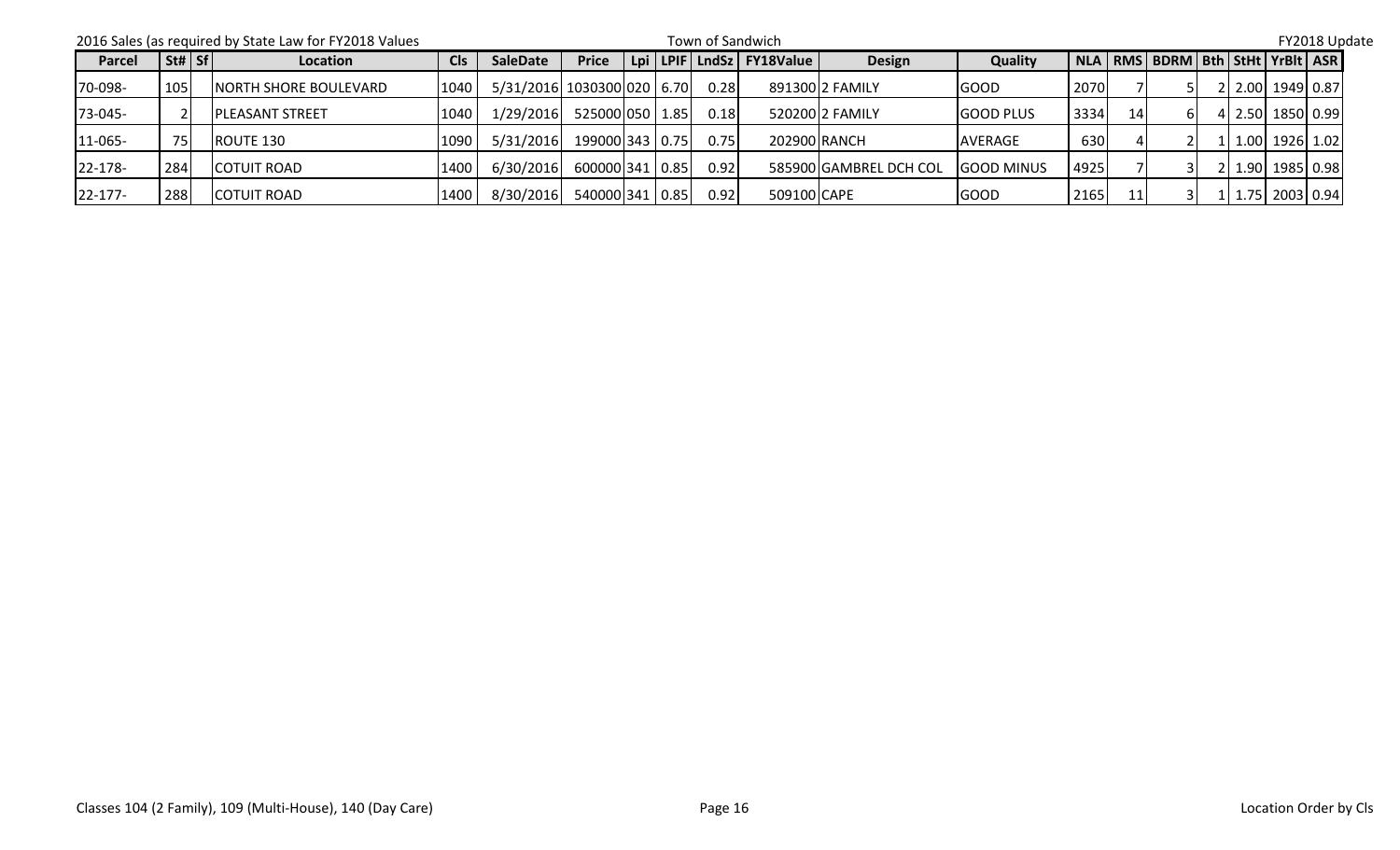2016 Sales (as required by State Law for FY2018 Values | Town of Sandwich | FY2018 Update

| Parcel | St# | Sf | Location | Cls | SaleDate | Price | Lpi | LPIF | LndSz | FY18Value | Design | Quality | NLA | RMS | BDRM | Bth | StHt | YrBlt | ASR |
|---|---|---|---|---|---|---|---|---|---|---|---|---|---|---|---|---|---|---|---|
| 70-098- | 105 | | NORTH SHORE BOULEVARD | 1040 | 5/31/2016 | 1030300 | 020 | 6.70 | 0.28 | 891300 | 2 FAMILY | GOOD | 2070 | 7 | 5 | 2 | 2.00 | 1949 | 0.87 |
| 73-045- | 2 | | PLEASANT STREET | 1040 | 1/29/2016 | 525000 | 050 | 1.85 | 0.18 | 520200 | 2 FAMILY | GOOD PLUS | 3334 | 14 | 6 | 4 | 2.50 | 1850 | 0.99 |
| 11-065- | 75 | | ROUTE 130 | 1090 | 5/31/2016 | 199000 | 343 | 0.75 | 0.75 | 202900 | RANCH | AVERAGE | 630 | 4 | 2 | 1 | 1.00 | 1926 | 1.02 |
| 22-178- | 284 | | COTUIT ROAD | 1400 | 6/30/2016 | 600000 | 341 | 0.85 | 0.92 | 585900 | GAMBREL DCH COL | GOOD MINUS | 4925 | 7 | 3 | 2 | 1.90 | 1985 | 0.98 |
| 22-177- | 288 | | COTUIT ROAD | 1400 | 8/30/2016 | 540000 | 341 | 0.85 | 0.92 | 509100 | CAPE | GOOD | 2165 | 11 | 3 | 1 | 1.75 | 2003 | 0.94 |

Classes 104 (2 Family), 109 (Multi-House), 140 (Day Care) | Location Order by Cls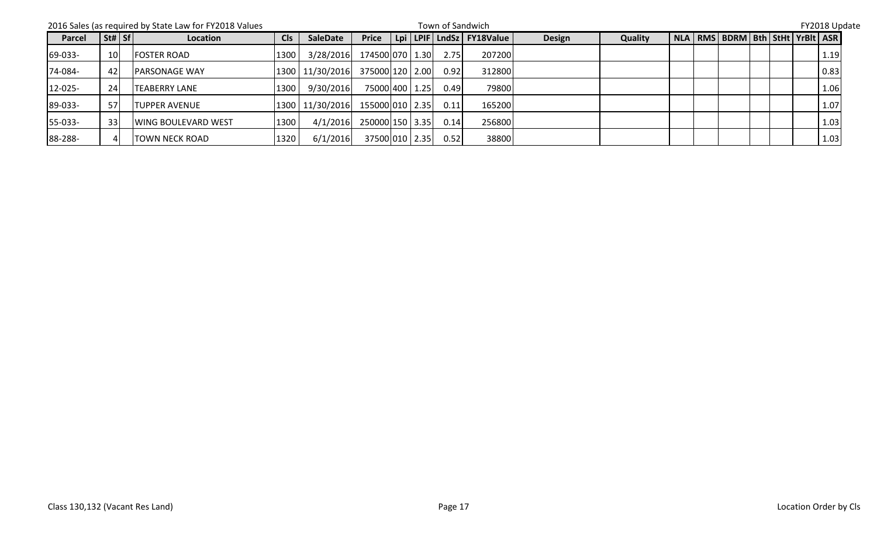2016 Sales (as required by State Law for FY2018 Values | Town of Sandwich | FY2018 Update

| Parcel | St# | Sf | Location | Cls | SaleDate | Price | Lpi | LPIF | LndSz | FY18Value | Design | Quality | NLA | RMS | BDRM | Bth | StHt | YrBlt | ASR |
|---|---|---|---|---|---|---|---|---|---|---|---|---|---|---|---|---|---|---|---|
| 69-033- | 10 | | FOSTER ROAD | 1300 | 3/28/2016 | 174500 | 070 | 1.30 | 2.75 | 207200 | | | | | | | | | 1.19 |
| 74-084- | 42 | | PARSONAGE WAY | 1300 | 11/30/2016 | 375000 | 120 | 2.00 | 0.92 | 312800 | | | | | | | | | 0.83 |
| 12-025- | 24 | | TEABERRY LANE | 1300 | 9/30/2016 | 75000 | 400 | 1.25 | 0.49 | 79800 | | | | | | | | | 1.06 |
| 89-033- | 57 | | TUPPER AVENUE | 1300 | 11/30/2016 | 155000 | 010 | 2.35 | 0.11 | 165200 | | | | | | | | | 1.07 |
| 55-033- | 33 | | WING BOULEVARD WEST | 1300 | 4/1/2016 | 250000 | 150 | 3.35 | 0.14 | 256800 | | | | | | | | | 1.03 |
| 88-288- | 4 | | TOWN NECK ROAD | 1320 | 6/1/2016 | 37500 | 010 | 2.35 | 0.52 | 38800 | | | | | | | | | 1.03 |

Class 130,132 (Vacant Res Land) | Location Order by Cls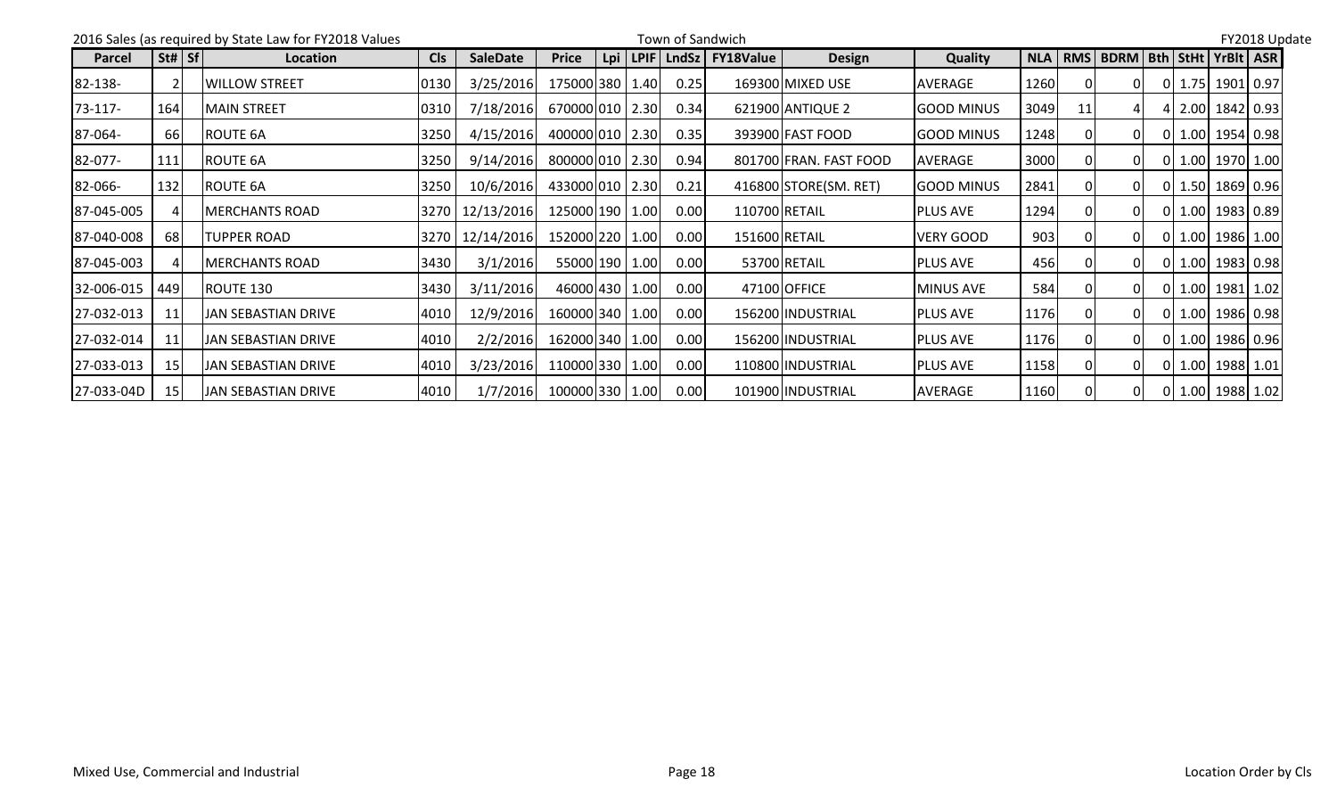2016 Sales (as required by State Law for FY2018 Values — Town of Sandwich — FY2018 Update

| Parcel | St# | Sf | Location | Cls | SaleDate | Price | Lpi | LPIF | LndSz | FY18Value | Design | Quality | NLA | RMS | BDRM | Bth | StHt | YrBlt | ASR |
|---|---|---|---|---|---|---|---|---|---|---|---|---|---|---|---|---|---|---|---|
| 82-138- | 2 | | WILLOW STREET | 0130 | 3/25/2016 | 175000 | 380 | 1.40 | 0.25 | 169300 | MIXED USE | AVERAGE | 1260 | 0 | 0 | 0 | 1.75 | 1901 | 0.97 |
| 73-117- | 164 | | MAIN STREET | 0310 | 7/18/2016 | 670000 | 010 | 2.30 | 0.34 | 621900 | ANTIQUE 2 | GOOD MINUS | 3049 | 11 | 4 | 4 | 2.00 | 1842 | 0.93 |
| 87-064- | 66 | | ROUTE 6A | 3250 | 4/15/2016 | 400000 | 010 | 2.30 | 0.35 | 393900 | FAST FOOD | GOOD MINUS | 1248 | 0 | 0 | 0 | 1.00 | 1954 | 0.98 |
| 82-077- | 111 | | ROUTE 6A | 3250 | 9/14/2016 | 800000 | 010 | 2.30 | 0.94 | 801700 | FRAN. FAST FOOD | AVERAGE | 3000 | 0 | 0 | 0 | 1.00 | 1970 | 1.00 |
| 82-066- | 132 | | ROUTE 6A | 3250 | 10/6/2016 | 433000 | 010 | 2.30 | 0.21 | 416800 | STORE(SM. RET) | GOOD MINUS | 2841 | 0 | 0 | 0 | 1.50 | 1869 | 0.96 |
| 87-045-005 | 4 | | MERCHANTS ROAD | 3270 | 12/13/2016 | 125000 | 190 | 1.00 | 0.00 | 110700 | RETAIL | PLUS AVE | 1294 | 0 | 0 | 0 | 1.00 | 1983 | 0.89 |
| 87-040-008 | 68 | | TUPPER ROAD | 3270 | 12/14/2016 | 152000 | 220 | 1.00 | 0.00 | 151600 | RETAIL | VERY GOOD | 903 | 0 | 0 | 0 | 1.00 | 1986 | 1.00 |
| 87-045-003 | 4 | | MERCHANTS ROAD | 3430 | 3/1/2016 | 55000 | 190 | 1.00 | 0.00 | 53700 | RETAIL | PLUS AVE | 456 | 0 | 0 | 0 | 1.00 | 1983 | 0.98 |
| 32-006-015 | 449 | | ROUTE 130 | 3430 | 3/11/2016 | 46000 | 430 | 1.00 | 0.00 | 47100 | OFFICE | MINUS AVE | 584 | 0 | 0 | 0 | 1.00 | 1981 | 1.02 |
| 27-032-013 | 11 | | JAN SEBASTIAN DRIVE | 4010 | 12/9/2016 | 160000 | 340 | 1.00 | 0.00 | 156200 | INDUSTRIAL | PLUS AVE | 1176 | 0 | 0 | 0 | 1.00 | 1986 | 0.98 |
| 27-032-014 | 11 | | JAN SEBASTIAN DRIVE | 4010 | 2/2/2016 | 162000 | 340 | 1.00 | 0.00 | 156200 | INDUSTRIAL | PLUS AVE | 1176 | 0 | 0 | 0 | 1.00 | 1986 | 0.96 |
| 27-033-013 | 15 | | JAN SEBASTIAN DRIVE | 4010 | 3/23/2016 | 110000 | 330 | 1.00 | 0.00 | 110800 | INDUSTRIAL | PLUS AVE | 1158 | 0 | 0 | 0 | 1.00 | 1988 | 1.01 |
| 27-033-04D | 15 | | JAN SEBASTIAN DRIVE | 4010 | 1/7/2016 | 100000 | 330 | 1.00 | 0.00 | 101900 | INDUSTRIAL | AVERAGE | 1160 | 0 | 0 | 0 | 1.00 | 1988 | 1.02 |

Mixed Use, Commercial and Industrial — Location Order by Cls